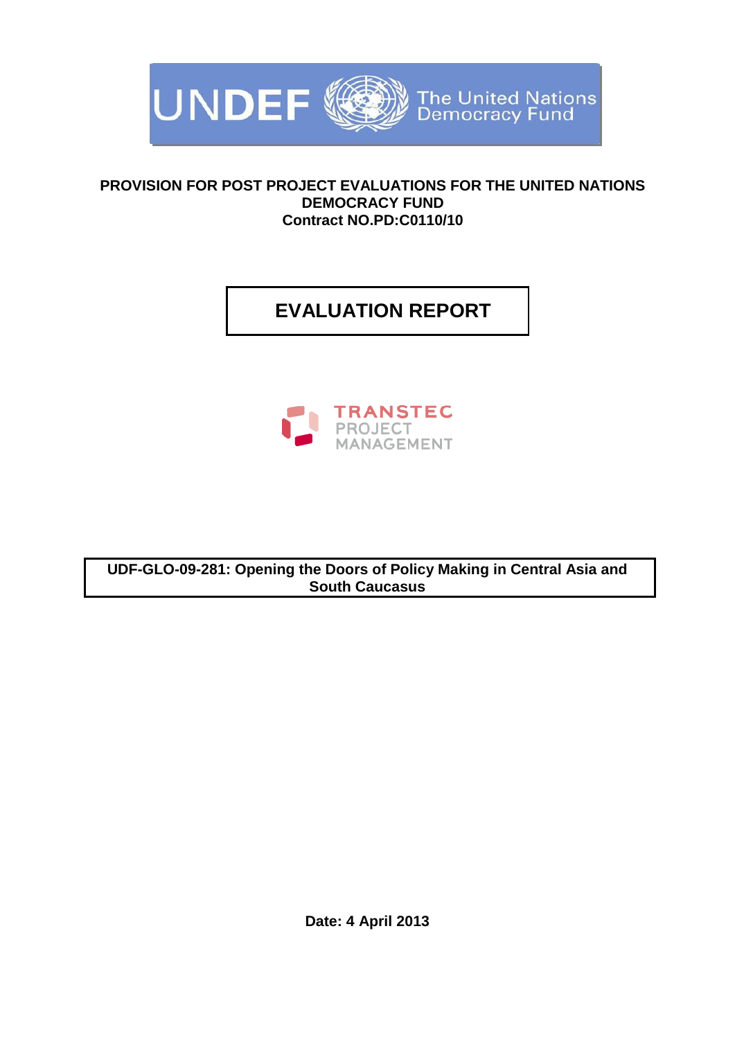UNDEF The United Nations Democracy Fund

**PROVISION FOR POST PROJECT EVALUATIONS FOR THE UNITED NATIONS DEMOCRACY FUND**
**Contract NO.PD:C0110/10**

# EVALUATION REPORT

TRANSTEC PROJECT MANAGEMENT

**UDF-GLO-09-281: Opening the Doors of Policy Making in Central Asia and South Caucasus**

**Date: 4 April 2013**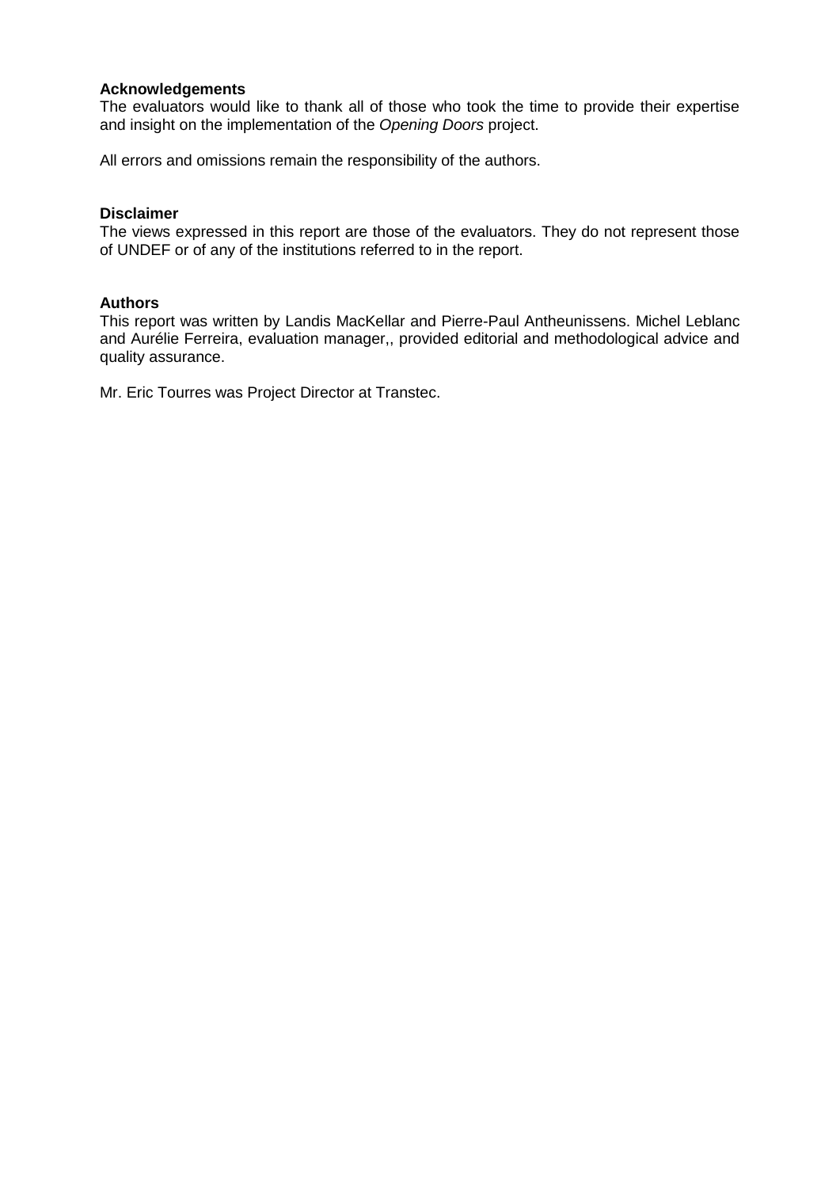**Acknowledgements**

The evaluators would like to thank all of those who took the time to provide their expertise and insight on the implementation of the *Opening Doors* project.

All errors and omissions remain the responsibility of the authors.

**Disclaimer**

The views expressed in this report are those of the evaluators. They do not represent those of UNDEF or of any of the institutions referred to in the report.

**Authors**

This report was written by Landis MacKellar and Pierre-Paul Antheunissens. Michel Leblanc and Aurélie Ferreira, evaluation manager,, provided editorial and methodological advice and quality assurance.

Mr. Eric Tourres was Project Director at Transtec.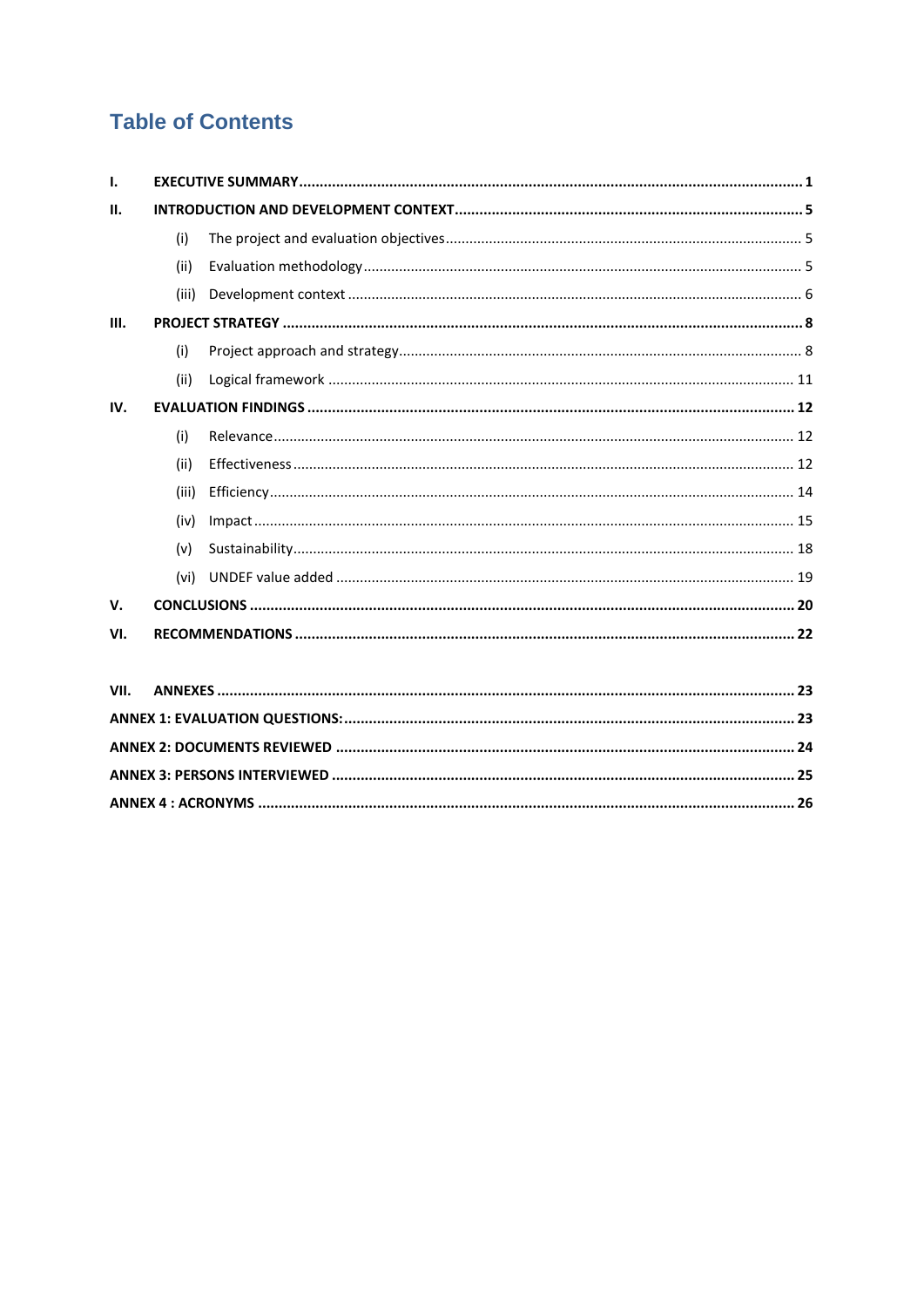# Table of Contents

**I. EXECUTIVE SUMMARY** ........ **1**

**II. INTRODUCTION AND DEVELOPMENT CONTEXT** ........ **5**

- (i) The project and evaluation objectives ........ 5
- (ii) Evaluation methodology ........ 5
- (iii) Development context ........ 6

**III. PROJECT STRATEGY** ........ **8**

- (i) Project approach and strategy ........ 8
- (ii) Logical framework ........ 11

**IV. EVALUATION FINDINGS** ........ **12**

- (i) Relevance ........ 12
- (ii) Effectiveness ........ 12
- (iii) Efficiency ........ 14
- (iv) Impact ........ 15
- (v) Sustainability ........ 18
- (vi) UNDEF value added ........ 19

**V. CONCLUSIONS** ........ **20**

**VI. RECOMMENDATIONS** ........ **22**

**VII. ANNEXES** ........ **23**

**ANNEX 1: EVALUATION QUESTIONS:** ........ **23**

**ANNEX 2: DOCUMENTS REVIEWED** ........ **24**

**ANNEX 3: PERSONS INTERVIEWED** ........ **25**

**ANNEX 4 : ACRONYMS** ........ **26**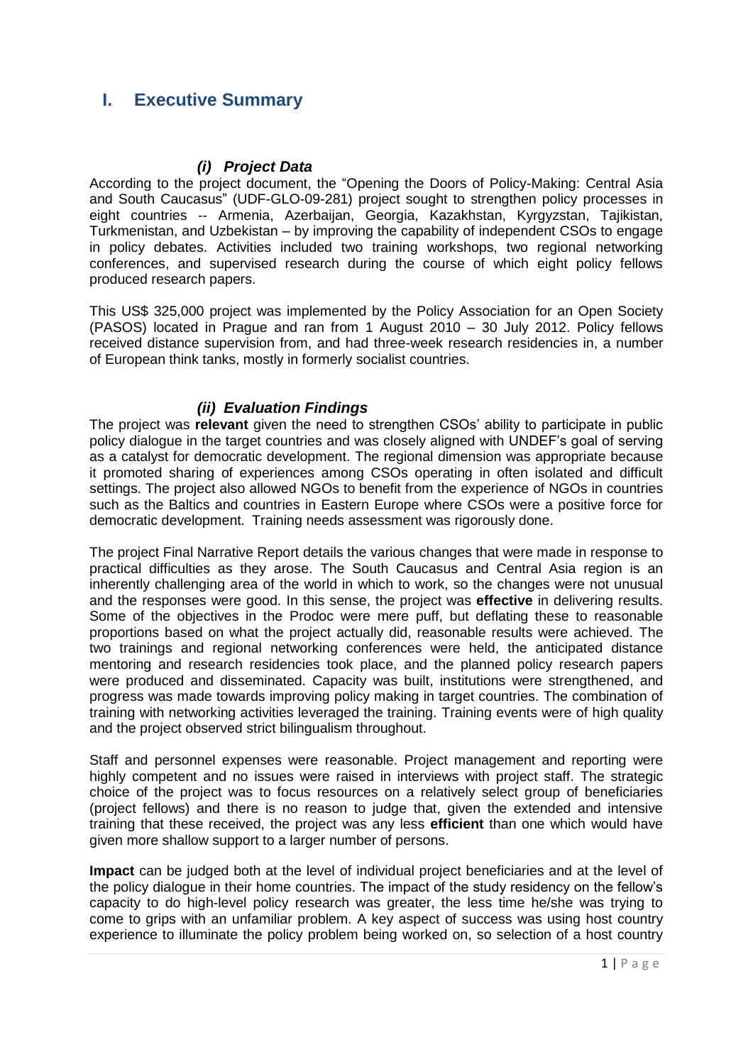# I. Executive Summary

### *(i) Project Data*

According to the project document, the "Opening the Doors of Policy-Making: Central Asia and South Caucasus" (UDF-GLO-09-281) project sought to strengthen policy processes in eight countries -- Armenia, Azerbaijan, Georgia, Kazakhstan, Kyrgyzstan, Tajikistan, Turkmenistan, and Uzbekistan – by improving the capability of independent CSOs to engage in policy debates. Activities included two training workshops, two regional networking conferences, and supervised research during the course of which eight policy fellows produced research papers.

This US$ 325,000 project was implemented by the Policy Association for an Open Society (PASOS) located in Prague and ran from 1 August 2010 – 30 July 2012. Policy fellows received distance supervision from, and had three-week research residencies in, a number of European think tanks, mostly in formerly socialist countries.

### *(ii) Evaluation Findings*

The project was **relevant** given the need to strengthen CSOs' ability to participate in public policy dialogue in the target countries and was closely aligned with UNDEF's goal of serving as a catalyst for democratic development. The regional dimension was appropriate because it promoted sharing of experiences among CSOs operating in often isolated and difficult settings. The project also allowed NGOs to benefit from the experience of NGOs in countries such as the Baltics and countries in Eastern Europe where CSOs were a positive force for democratic development. Training needs assessment was rigorously done.

The project Final Narrative Report details the various changes that were made in response to practical difficulties as they arose. The South Caucasus and Central Asia region is an inherently challenging area of the world in which to work, so the changes were not unusual and the responses were good. In this sense, the project was **effective** in delivering results. Some of the objectives in the Prodoc were mere puff, but deflating these to reasonable proportions based on what the project actually did, reasonable results were achieved. The two trainings and regional networking conferences were held, the anticipated distance mentoring and research residencies took place, and the planned policy research papers were produced and disseminated. Capacity was built, institutions were strengthened, and progress was made towards improving policy making in target countries. The combination of training with networking activities leveraged the training. Training events were of high quality and the project observed strict bilingualism throughout.

Staff and personnel expenses were reasonable. Project management and reporting were highly competent and no issues were raised in interviews with project staff. The strategic choice of the project was to focus resources on a relatively select group of beneficiaries (project fellows) and there is no reason to judge that, given the extended and intensive training that these received, the project was any less **efficient** than one which would have given more shallow support to a larger number of persons.

**Impact** can be judged both at the level of individual project beneficiaries and at the level of the policy dialogue in their home countries. The impact of the study residency on the fellow's capacity to do high-level policy research was greater, the less time he/she was trying to come to grips with an unfamiliar problem. A key aspect of success was using host country experience to illuminate the policy problem being worked on, so selection of a host country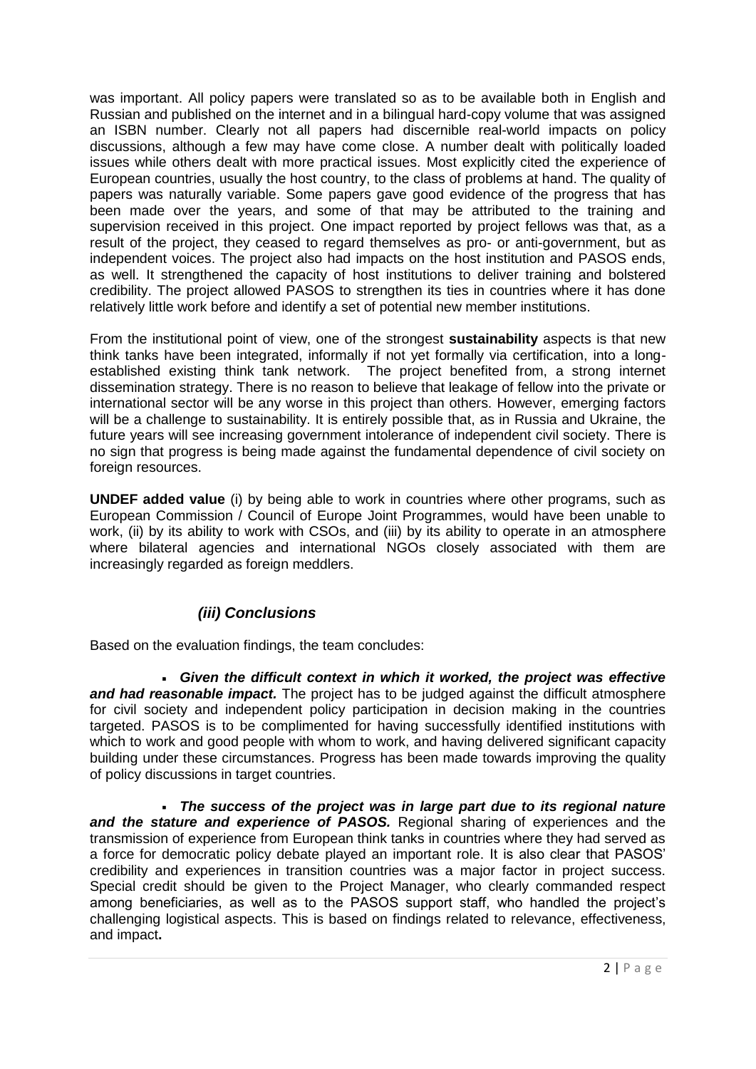was important. All policy papers were translated so as to be available both in English and Russian and published on the internet and in a bilingual hard-copy volume that was assigned an ISBN number. Clearly not all papers had discernible real-world impacts on policy discussions, although a few may have come close. A number dealt with politically loaded issues while others dealt with more practical issues. Most explicitly cited the experience of European countries, usually the host country, to the class of problems at hand. The quality of papers was naturally variable. Some papers gave good evidence of the progress that has been made over the years, and some of that may be attributed to the training and supervision received in this project. One impact reported by project fellows was that, as a result of the project, they ceased to regard themselves as pro- or anti-government, but as independent voices. The project also had impacts on the host institution and PASOS ends, as well. It strengthened the capacity of host institutions to deliver training and bolstered credibility. The project allowed PASOS to strengthen its ties in countries where it has done relatively little work before and identify a set of potential new member institutions.

From the institutional point of view, one of the strongest **sustainability** aspects is that new think tanks have been integrated, informally if not yet formally via certification, into a long-established existing think tank network. The project benefited from, a strong internet dissemination strategy. There is no reason to believe that leakage of fellow into the private or international sector will be any worse in this project than others. However, emerging factors will be a challenge to sustainability. It is entirely possible that, as in Russia and Ukraine, the future years will see increasing government intolerance of independent civil society. There is no sign that progress is being made against the fundamental dependence of civil society on foreign resources.

**UNDEF added value** (i) by being able to work in countries where other programs, such as European Commission / Council of Europe Joint Programmes, would have been unable to work, (ii) by its ability to work with CSOs, and (iii) by its ability to operate in an atmosphere where bilateral agencies and international NGOs closely associated with them are increasingly regarded as foreign meddlers.

### *(iii) Conclusions*

Based on the evaluation findings, the team concludes:

- ***Given the difficult context in which it worked, the project was effective and had reasonable impact.*** The project has to be judged against the difficult atmosphere for civil society and independent policy participation in decision making in the countries targeted. PASOS is to be complimented for having successfully identified institutions with which to work and good people with whom to work, and having delivered significant capacity building under these circumstances. Progress has been made towards improving the quality of policy discussions in target countries.

- ***The success of the project was in large part due to its regional nature and the stature and experience of PASOS.*** Regional sharing of experiences and the transmission of experience from European think tanks in countries where they had served as a force for democratic policy debate played an important role. It is also clear that PASOS' credibility and experiences in transition countries was a major factor in project success. Special credit should be given to the Project Manager, who clearly commanded respect among beneficiaries, as well as to the PASOS support staff, who handled the project's challenging logistical aspects. This is based on findings related to relevance, effectiveness, and impact**.**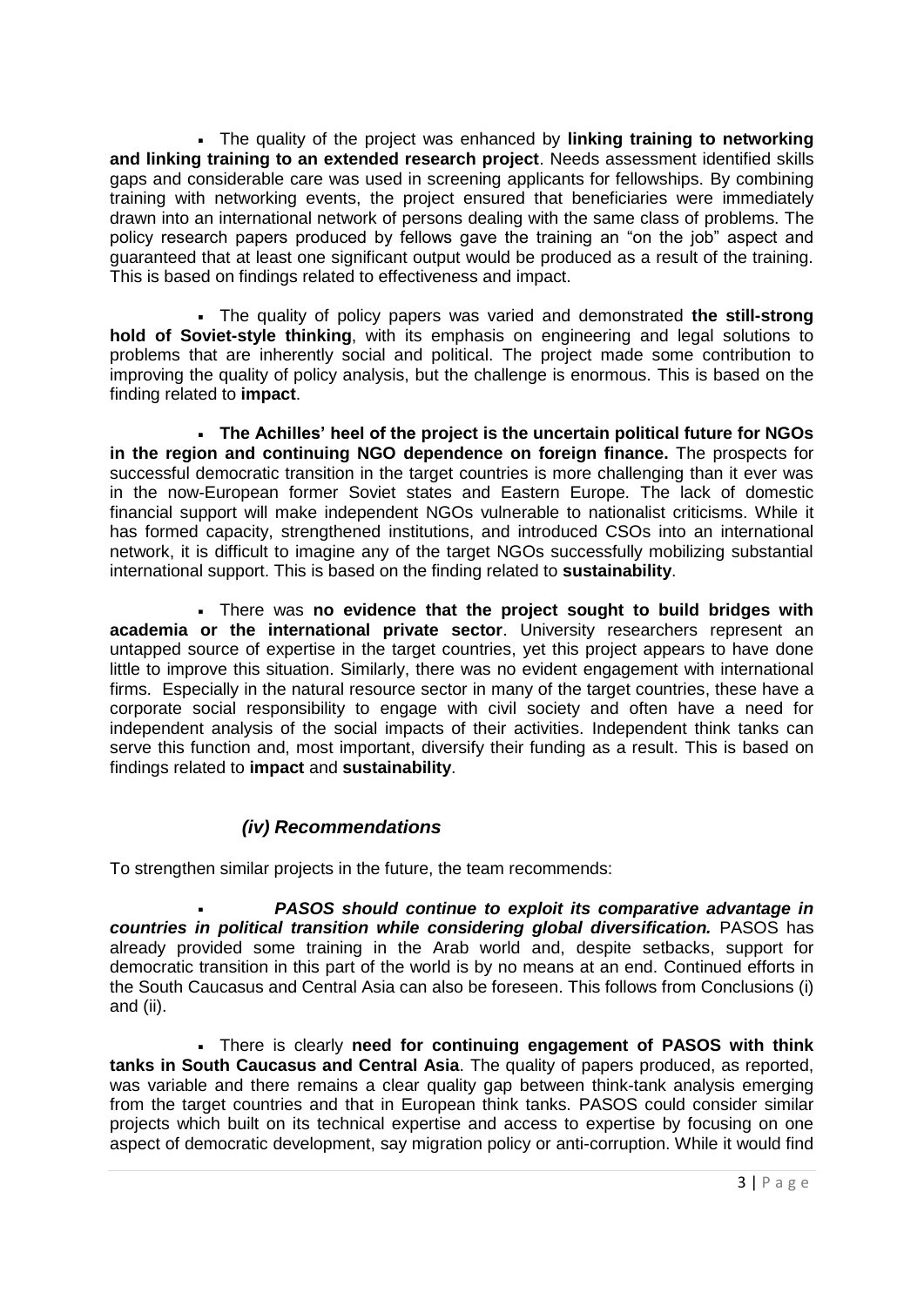- The quality of the project was enhanced by **linking training to networking and linking training to an extended research project**. Needs assessment identified skills gaps and considerable care was used in screening applicants for fellowships. By combining training with networking events, the project ensured that beneficiaries were immediately drawn into an international network of persons dealing with the same class of problems. The policy research papers produced by fellows gave the training an "on the job" aspect and guaranteed that at least one significant output would be produced as a result of the training. This is based on findings related to effectiveness and impact.

- The quality of policy papers was varied and demonstrated **the still-strong hold of Soviet-style thinking**, with its emphasis on engineering and legal solutions to problems that are inherently social and political. The project made some contribution to improving the quality of policy analysis, but the challenge is enormous. This is based on the finding related to **impact**.

- **The Achilles' heel of the project is the uncertain political future for NGOs in the region and continuing NGO dependence on foreign finance.** The prospects for successful democratic transition in the target countries is more challenging than it ever was in the now-European former Soviet states and Eastern Europe. The lack of domestic financial support will make independent NGOs vulnerable to nationalist criticisms. While it has formed capacity, strengthened institutions, and introduced CSOs into an international network, it is difficult to imagine any of the target NGOs successfully mobilizing substantial international support. This is based on the finding related to **sustainability**.

- There was **no evidence that the project sought to build bridges with academia or the international private sector**. University researchers represent an untapped source of expertise in the target countries, yet this project appears to have done little to improve this situation. Similarly, there was no evident engagement with international firms. Especially in the natural resource sector in many of the target countries, these have a corporate social responsibility to engage with civil society and often have a need for independent analysis of the social impacts of their activities. Independent think tanks can serve this function and, most important, diversify their funding as a result. This is based on findings related to **impact** and **sustainability**.

### *(iv) Recommendations*

To strengthen similar projects in the future, the team recommends:

- ***PASOS should continue to exploit its comparative advantage in countries in political transition while considering global diversification.*** PASOS has already provided some training in the Arab world and, despite setbacks, support for democratic transition in this part of the world is by no means at an end. Continued efforts in the South Caucasus and Central Asia can also be foreseen. This follows from Conclusions (i) and (ii).

- There is clearly **need for continuing engagement of PASOS with think tanks in South Caucasus and Central Asia**. The quality of papers produced, as reported, was variable and there remains a clear quality gap between think-tank analysis emerging from the target countries and that in European think tanks. PASOS could consider similar projects which built on its technical expertise and access to expertise by focusing on one aspect of democratic development, say migration policy or anti-corruption. While it would find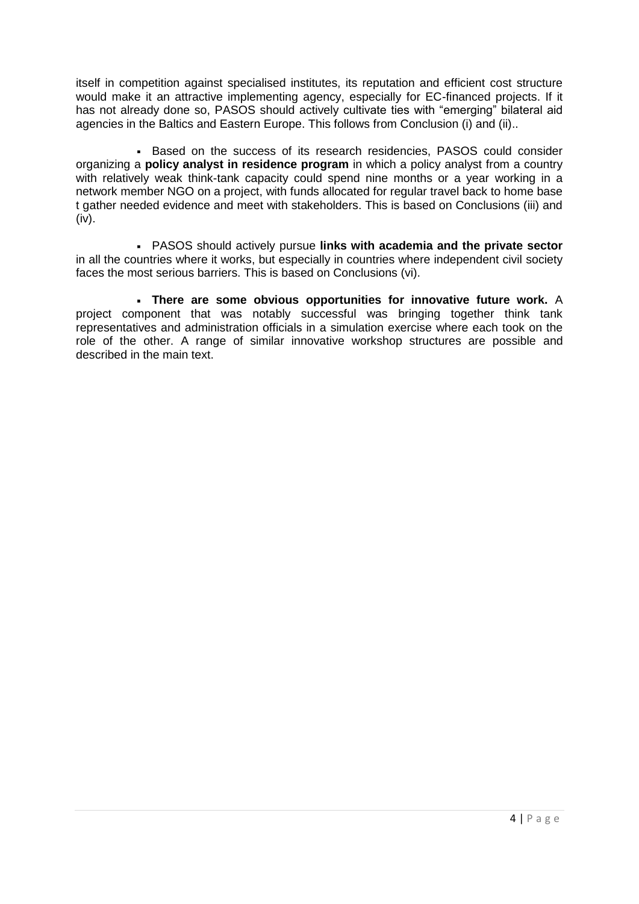itself in competition against specialised institutes, its reputation and efficient cost structure would make it an attractive implementing agency, especially for EC-financed projects. If it has not already done so, PASOS should actively cultivate ties with "emerging" bilateral aid agencies in the Baltics and Eastern Europe. This follows from Conclusion (i) and (ii)..

- Based on the success of its research residencies, PASOS could consider organizing a **policy analyst in residence program** in which a policy analyst from a country with relatively weak think-tank capacity could spend nine months or a year working in a network member NGO on a project, with funds allocated for regular travel back to home base t gather needed evidence and meet with stakeholders. This is based on Conclusions (iii) and (iv).

- PASOS should actively pursue **links with academia and the private sector** in all the countries where it works, but especially in countries where independent civil society faces the most serious barriers. This is based on Conclusions (vi).

- **There are some obvious opportunities for innovative future work.** A project component that was notably successful was bringing together think tank representatives and administration officials in a simulation exercise where each took on the role of the other. A range of similar innovative workshop structures are possible and described in the main text.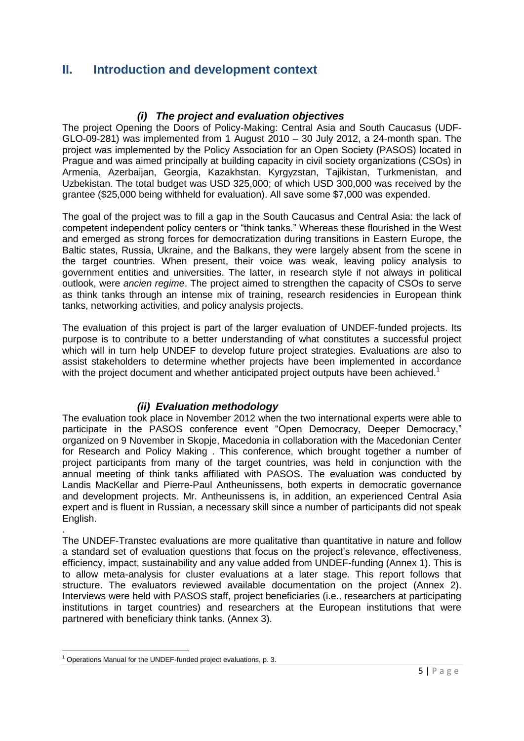# II. Introduction and development context

### *(i) The project and evaluation objectives*

The project Opening the Doors of Policy-Making: Central Asia and South Caucasus (UDF-GLO-09-281) was implemented from 1 August 2010 – 30 July 2012, a 24-month span. The project was implemented by the Policy Association for an Open Society (PASOS) located in Prague and was aimed principally at building capacity in civil society organizations (CSOs) in Armenia, Azerbaijan, Georgia, Kazakhstan, Kyrgyzstan, Tajikistan, Turkmenistan, and Uzbekistan. The total budget was USD 325,000; of which USD 300,000 was received by the grantee ($25,000 being withheld for evaluation). All save some $7,000 was expended.

The goal of the project was to fill a gap in the South Caucasus and Central Asia: the lack of competent independent policy centers or "think tanks." Whereas these flourished in the West and emerged as strong forces for democratization during transitions in Eastern Europe, the Baltic states, Russia, Ukraine, and the Balkans, they were largely absent from the scene in the target countries. When present, their voice was weak, leaving policy analysis to government entities and universities. The latter, in research style if not always in political outlook, were *ancien regime*. The project aimed to strengthen the capacity of CSOs to serve as think tanks through an intense mix of training, research residencies in European think tanks, networking activities, and policy analysis projects.

The evaluation of this project is part of the larger evaluation of UNDEF-funded projects. Its purpose is to contribute to a better understanding of what constitutes a successful project which will in turn help UNDEF to develop future project strategies. Evaluations are also to assist stakeholders to determine whether projects have been implemented in accordance with the project document and whether anticipated project outputs have been achieved.[1]

### *(ii) Evaluation methodology*

The evaluation took place in November 2012 when the two international experts were able to participate in the PASOS conference event "Open Democracy, Deeper Democracy," organized on 9 November in Skopje, Macedonia in collaboration with the Macedonian Center for Research and Policy Making . This conference, which brought together a number of project participants from many of the target countries, was held in conjunction with the annual meeting of think tanks affiliated with PASOS. The evaluation was conducted by Landis MacKellar and Pierre-Paul Antheunissens, both experts in democratic governance and development projects. Mr. Antheunissens is, in addition, an experienced Central Asia expert and is fluent in Russian, a necessary skill since a number of participants did not speak English.

.
The UNDEF-Transtec evaluations are more qualitative than quantitative in nature and follow a standard set of evaluation questions that focus on the project's relevance, effectiveness, efficiency, impact, sustainability and any value added from UNDEF-funding (Annex 1). This is to allow meta-analysis for cluster evaluations at a later stage. This report follows that structure. The evaluators reviewed available documentation on the project (Annex 2). Interviews were held with PASOS staff, project beneficiaries (i.e., researchers at participating institutions in target countries) and researchers at the European institutions that were partnered with beneficiary think tanks. (Annex 3).

---

[1] Operations Manual for the UNDEF-funded project evaluations, p. 3.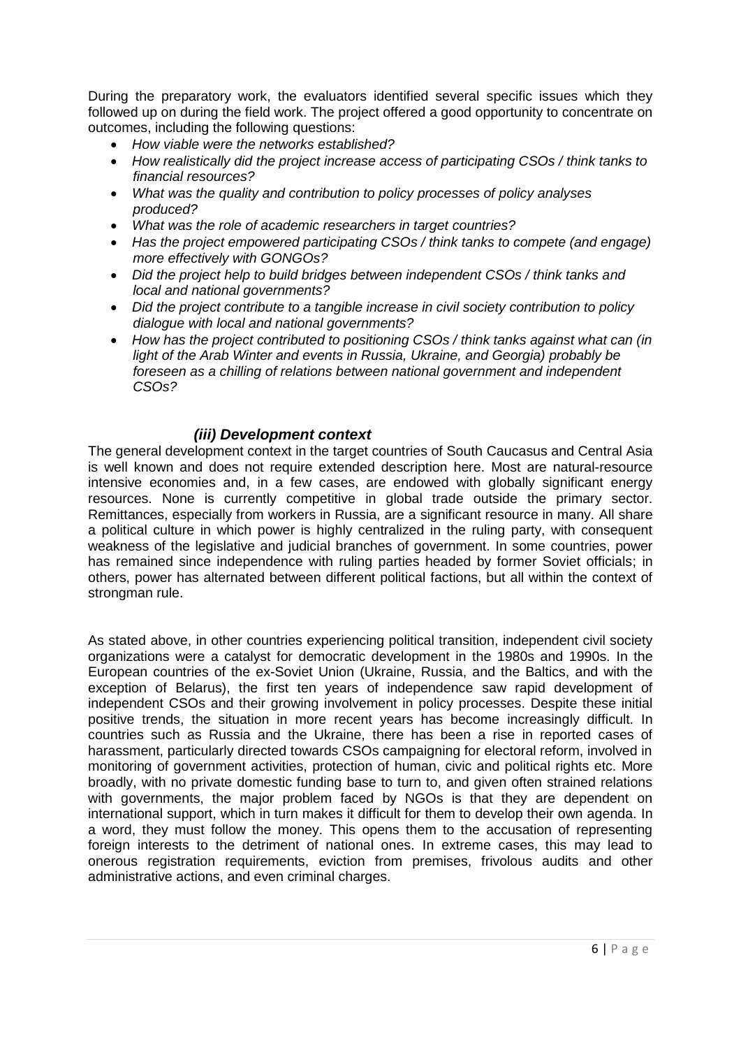During the preparatory work, the evaluators identified several specific issues which they followed up on during the field work. The project offered a good opportunity to concentrate on outcomes, including the following questions:

- *How viable were the networks established?*
- *How realistically did the project increase access of participating CSOs / think tanks to financial resources?*
- *What was the quality and contribution to policy processes of policy analyses produced?*
- *What was the role of academic researchers in target countries?*
- *Has the project empowered participating CSOs / think tanks to compete (and engage) more effectively with GONGOs?*
- *Did the project help to build bridges between independent CSOs / think tanks and local and national governments?*
- *Did the project contribute to a tangible increase in civil society contribution to policy dialogue with local and national governments?*
- *How has the project contributed to positioning CSOs / think tanks against what can (in light of the Arab Winter and events in Russia, Ukraine, and Georgia) probably be foreseen as a chilling of relations between national government and independent CSOs?*

### *(iii) Development context*

The general development context in the target countries of South Caucasus and Central Asia is well known and does not require extended description here. Most are natural-resource intensive economies and, in a few cases, are endowed with globally significant energy resources. None is currently competitive in global trade outside the primary sector. Remittances, especially from workers in Russia, are a significant resource in many. All share a political culture in which power is highly centralized in the ruling party, with consequent weakness of the legislative and judicial branches of government. In some countries, power has remained since independence with ruling parties headed by former Soviet officials; in others, power has alternated between different political factions, but all within the context of strongman rule.

As stated above, in other countries experiencing political transition, independent civil society organizations were a catalyst for democratic development in the 1980s and 1990s. In the European countries of the ex-Soviet Union (Ukraine, Russia, and the Baltics, and with the exception of Belarus), the first ten years of independence saw rapid development of independent CSOs and their growing involvement in policy processes. Despite these initial positive trends, the situation in more recent years has become increasingly difficult. In countries such as Russia and the Ukraine, there has been a rise in reported cases of harassment, particularly directed towards CSOs campaigning for electoral reform, involved in monitoring of government activities, protection of human, civic and political rights etc. More broadly, with no private domestic funding base to turn to, and given often strained relations with governments, the major problem faced by NGOs is that they are dependent on international support, which in turn makes it difficult for them to develop their own agenda. In a word, they must follow the money. This opens them to the accusation of representing foreign interests to the detriment of national ones. In extreme cases, this may lead to onerous registration requirements, eviction from premises, frivolous audits and other administrative actions, and even criminal charges.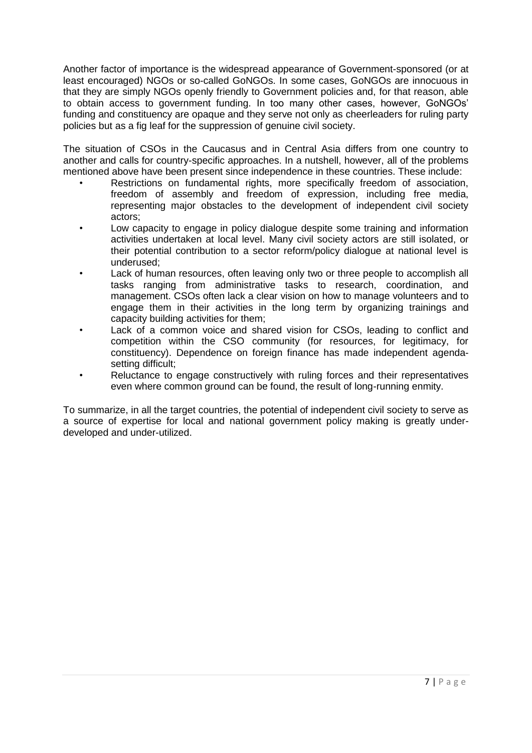Another factor of importance is the widespread appearance of Government-sponsored (or at least encouraged) NGOs or so-called GoNGOs. In some cases, GoNGOs are innocuous in that they are simply NGOs openly friendly to Government policies and, for that reason, able to obtain access to government funding. In too many other cases, however, GoNGOs' funding and constituency are opaque and they serve not only as cheerleaders for ruling party policies but as a fig leaf for the suppression of genuine civil society.

The situation of CSOs in the Caucasus and in Central Asia differs from one country to another and calls for country-specific approaches. In a nutshell, however, all of the problems mentioned above have been present since independence in these countries. These include:

- Restrictions on fundamental rights, more specifically freedom of association, freedom of assembly and freedom of expression, including free media, representing major obstacles to the development of independent civil society actors;
- Low capacity to engage in policy dialogue despite some training and information activities undertaken at local level. Many civil society actors are still isolated, or their potential contribution to a sector reform/policy dialogue at national level is underused;
- Lack of human resources, often leaving only two or three people to accomplish all tasks ranging from administrative tasks to research, coordination, and management. CSOs often lack a clear vision on how to manage volunteers and to engage them in their activities in the long term by organizing trainings and capacity building activities for them;
- Lack of a common voice and shared vision for CSOs, leading to conflict and competition within the CSO community (for resources, for legitimacy, for constituency). Dependence on foreign finance has made independent agenda-setting difficult;
- Reluctance to engage constructively with ruling forces and their representatives even where common ground can be found, the result of long-running enmity.

To summarize, in all the target countries, the potential of independent civil society to serve as a source of expertise for local and national government policy making is greatly under-developed and under-utilized.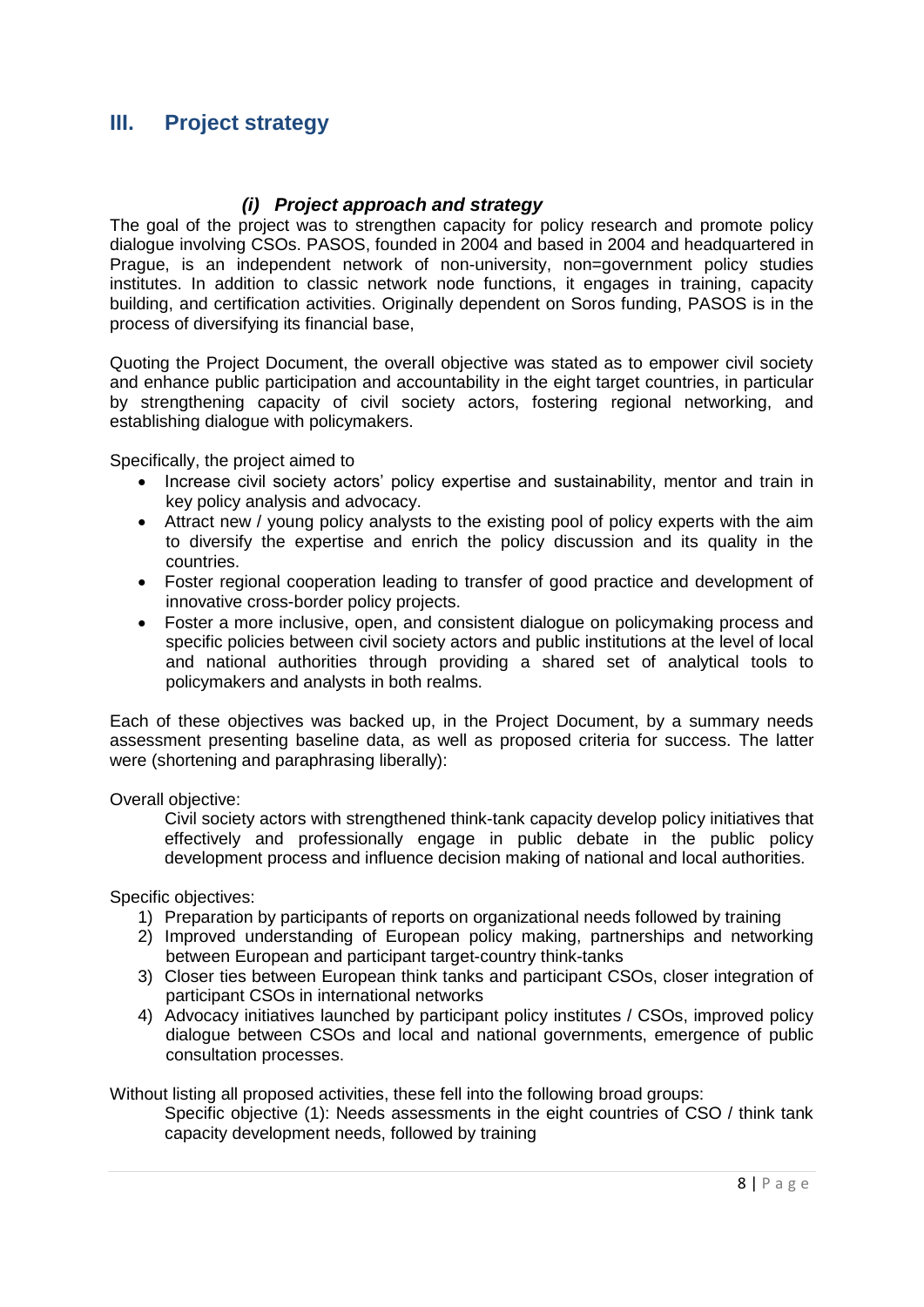## III. Project strategy

### *(i) Project approach and strategy*

The goal of the project was to strengthen capacity for policy research and promote policy dialogue involving CSOs. PASOS, founded in 2004 and based in 2004 and headquartered in Prague, is an independent network of non-university, non=government policy studies institutes. In addition to classic network node functions, it engages in training, capacity building, and certification activities. Originally dependent on Soros funding, PASOS is in the process of diversifying its financial base,

Quoting the Project Document, the overall objective was stated as to empower civil society and enhance public participation and accountability in the eight target countries, in particular by strengthening capacity of civil society actors, fostering regional networking, and establishing dialogue with policymakers.

Specifically, the project aimed to

- Increase civil society actors' policy expertise and sustainability, mentor and train in key policy analysis and advocacy.
- Attract new / young policy analysts to the existing pool of policy experts with the aim to diversify the expertise and enrich the policy discussion and its quality in the countries.
- Foster regional cooperation leading to transfer of good practice and development of innovative cross-border policy projects.
- Foster a more inclusive, open, and consistent dialogue on policymaking process and specific policies between civil society actors and public institutions at the level of local and national authorities through providing a shared set of analytical tools to policymakers and analysts in both realms.

Each of these objectives was backed up, in the Project Document, by a summary needs assessment presenting baseline data, as well as proposed criteria for success. The latter were (shortening and paraphrasing liberally):

Overall objective:

> Civil society actors with strengthened think-tank capacity develop policy initiatives that effectively and professionally engage in public debate in the public policy development process and influence decision making of national and local authorities.

Specific objectives:

1) Preparation by participants of reports on organizational needs followed by training
2) Improved understanding of European policy making, partnerships and networking between European and participant target-country think-tanks
3) Closer ties between European think tanks and participant CSOs, closer integration of participant CSOs in international networks
4) Advocacy initiatives launched by participant policy institutes / CSOs, improved policy dialogue between CSOs and local and national governments, emergence of public consultation processes.

Without listing all proposed activities, these fell into the following broad groups:

> Specific objective (1): Needs assessments in the eight countries of CSO / think tank capacity development needs, followed by training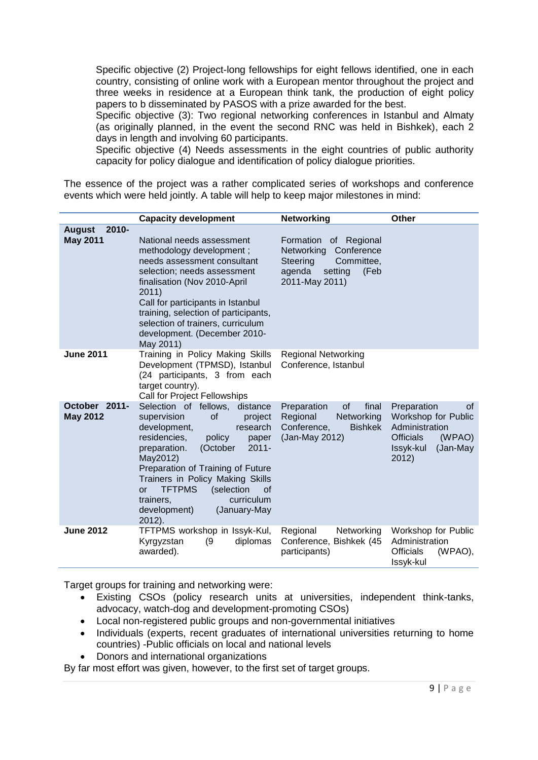Specific objective (2) Project-long fellowships for eight fellows identified, one in each country, consisting of online work with a European mentor throughout the project and three weeks in residence at a European think tank, the production of eight policy papers to b disseminated by PASOS with a prize awarded for the best.

Specific objective (3): Two regional networking conferences in Istanbul and Almaty (as originally planned, in the event the second RNC was held in Bishkek), each 2 days in length and involving 60 participants.

Specific objective (4) Needs assessments in the eight countries of public authority capacity for policy dialogue and identification of policy dialogue priorities.

The essence of the project was a rather complicated series of workshops and conference events which were held jointly. A table will help to keep major milestones in mind:

| | Capacity development | Networking | Other |
|---|---|---|---|
| **August 2010-May 2011** | National needs assessment methodology development ; needs assessment consultant selection; needs assessment finalisation (Nov 2010-April 2011)<br>Call for participants in Istanbul training, selection of participants, selection of trainers, curriculum development. (December 2010-May 2011) | Formation of Regional Networking Conference Steering Committee, agenda setting (Feb 2011-May 2011) | |
| **June 2011** | Training in Policy Making Skills Development (TPMSD), Istanbul (24 participants, 3 from each target country).<br>Call for Project Fellowships | Regional Networking Conference, Istanbul | |
| **October 2011-May 2012** | Selection of fellows, distance supervision of project development, research residencies, policy paper preparation. (October 2011-May2012)<br>Preparation of Training of Future Trainers in Policy Making Skills or TFTPMS (selection of trainers, curriculum development) (January-May 2012). | Preparation of final Regional Networking Conference, Bishkek (Jan-May 2012) | Preparation of Workshop for Public Administration Officials (WPAO) Issyk-kul (Jan-May 2012) |
| **June 2012** | TFTPMS workshop in Issyk-Kul, Kyrgyzstan (9 diplomas awarded). | Regional Networking Conference, Bishkek (45 participants) | Workshop for Public Administration Officials (WPAO), Issyk-kul |

Target groups for training and networking were:

- Existing CSOs (policy research units at universities, independent think-tanks, advocacy, watch-dog and development-promoting CSOs)
- Local non-registered public groups and non-governmental initiatives
- Individuals (experts, recent graduates of international universities returning to home countries) -Public officials on local and national levels
- Donors and international organizations

By far most effort was given, however, to the first set of target groups.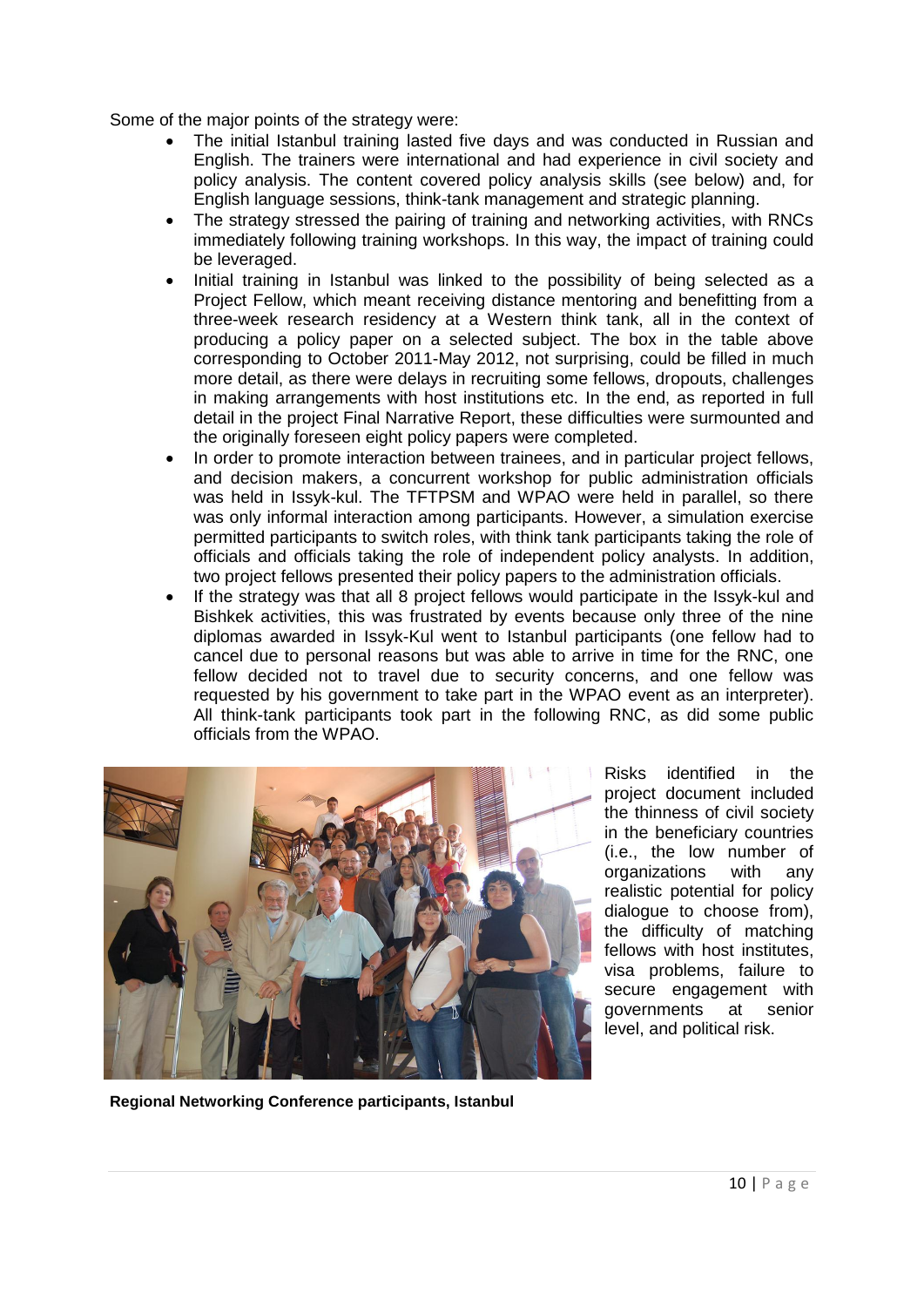Some of the major points of the strategy were:

- The initial Istanbul training lasted five days and was conducted in Russian and English. The trainers were international and had experience in civil society and policy analysis. The content covered policy analysis skills (see below) and, for English language sessions, think-tank management and strategic planning.
- The strategy stressed the pairing of training and networking activities, with RNCs immediately following training workshops. In this way, the impact of training could be leveraged.
- Initial training in Istanbul was linked to the possibility of being selected as a Project Fellow, which meant receiving distance mentoring and benefitting from a three-week research residency at a Western think tank, all in the context of producing a policy paper on a selected subject. The box in the table above corresponding to October 2011-May 2012, not surprising, could be filled in much more detail, as there were delays in recruiting some fellows, dropouts, challenges in making arrangements with host institutions etc. In the end, as reported in full detail in the project Final Narrative Report, these difficulties were surmounted and the originally foreseen eight policy papers were completed.
- In order to promote interaction between trainees, and in particular project fellows, and decision makers, a concurrent workshop for public administration officials was held in Issyk-kul. The TFTPSM and WPAO were held in parallel, so there was only informal interaction among participants. However, a simulation exercise permitted participants to switch roles, with think tank participants taking the role of officials and officials taking the role of independent policy analysts. In addition, two project fellows presented their policy papers to the administration officials.
- If the strategy was that all 8 project fellows would participate in the Issyk-kul and Bishkek activities, this was frustrated by events because only three of the nine diplomas awarded in Issyk-Kul went to Istanbul participants (one fellow had to cancel due to personal reasons but was able to arrive in time for the RNC, one fellow decided not to travel due to security concerns, and one fellow was requested by his government to take part in the WPAO event as an interpreter). All think-tank participants took part in the following RNC, as did some public officials from the WPAO.

Risks identified in the project document included the thinness of civil society in the beneficiary countries (i.e., the low number of organizations with any realistic potential for policy dialogue to choose from), the difficulty of matching fellows with host institutes, visa problems, failure to secure engagement with governments at senior level, and political risk.

**Regional Networking Conference participants, Istanbul**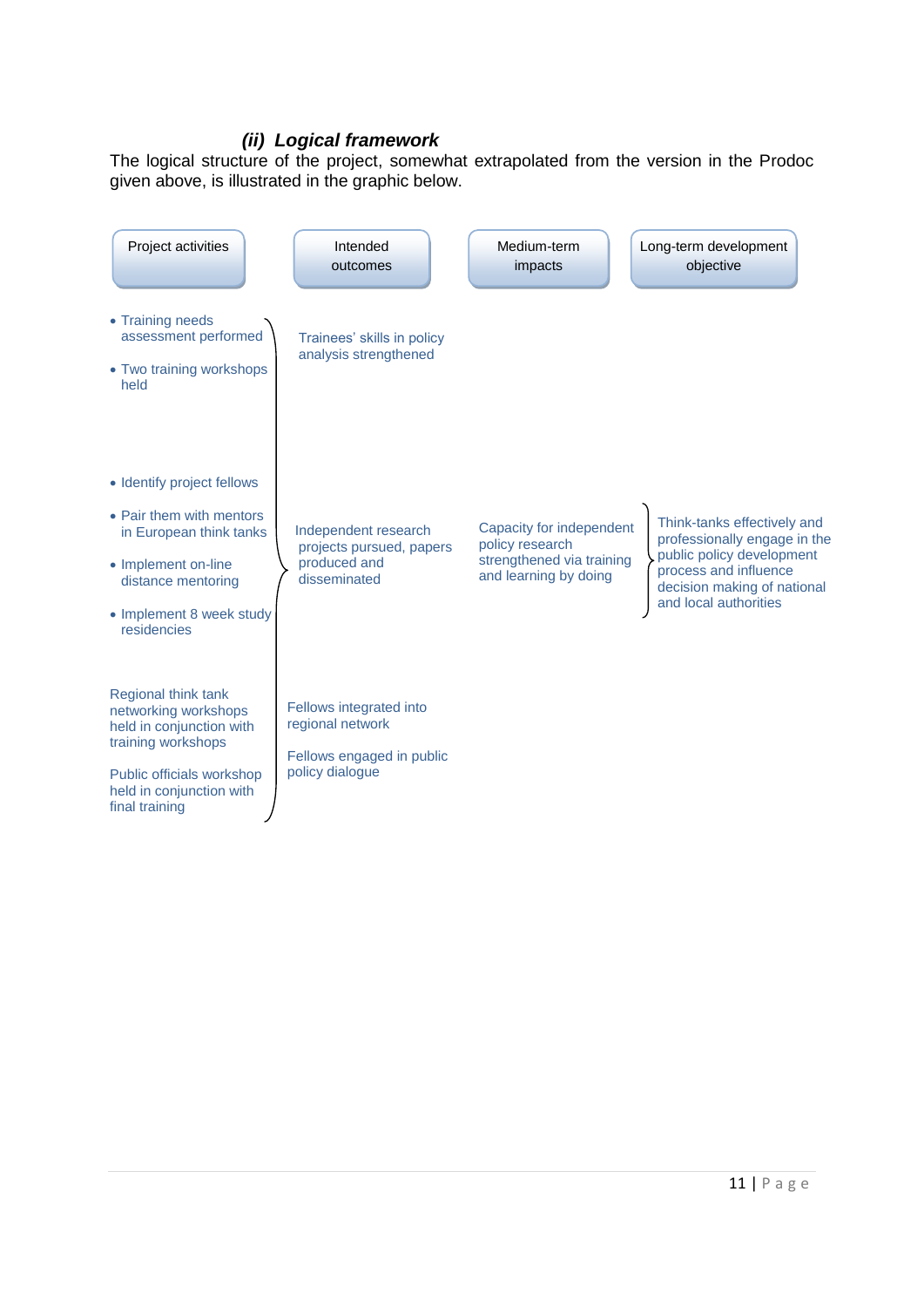### (ii) *Logical framework*

The logical structure of the project, somewhat extrapolated from the version in the Prodoc given above, is illustrated in the graphic below.

| Project activities | Intended outcomes | Medium-term impacts | Long-term development objective |
|---|---|---|---|
| • Training needs assessment performed<br>• Two training workshops held | Trainees' skills in policy analysis strengthened | | |
| • Identify project fellows<br>• Pair them with mentors in European think tanks<br>• Implement on-line distance mentoring<br>• Implement 8 week study residencies | Independent research projects pursued, papers produced and disseminated | Capacity for independent policy research strengthened via training and learning by doing | Think-tanks effectively and professionally engage in the public policy development process and influence decision making of national and local authorities |
| Regional think tank networking workshops held in conjunction with training workshops<br>Public officials workshop held in conjunction with final training | Fellows integrated into regional network<br>Fellows engaged in public policy dialogue | | |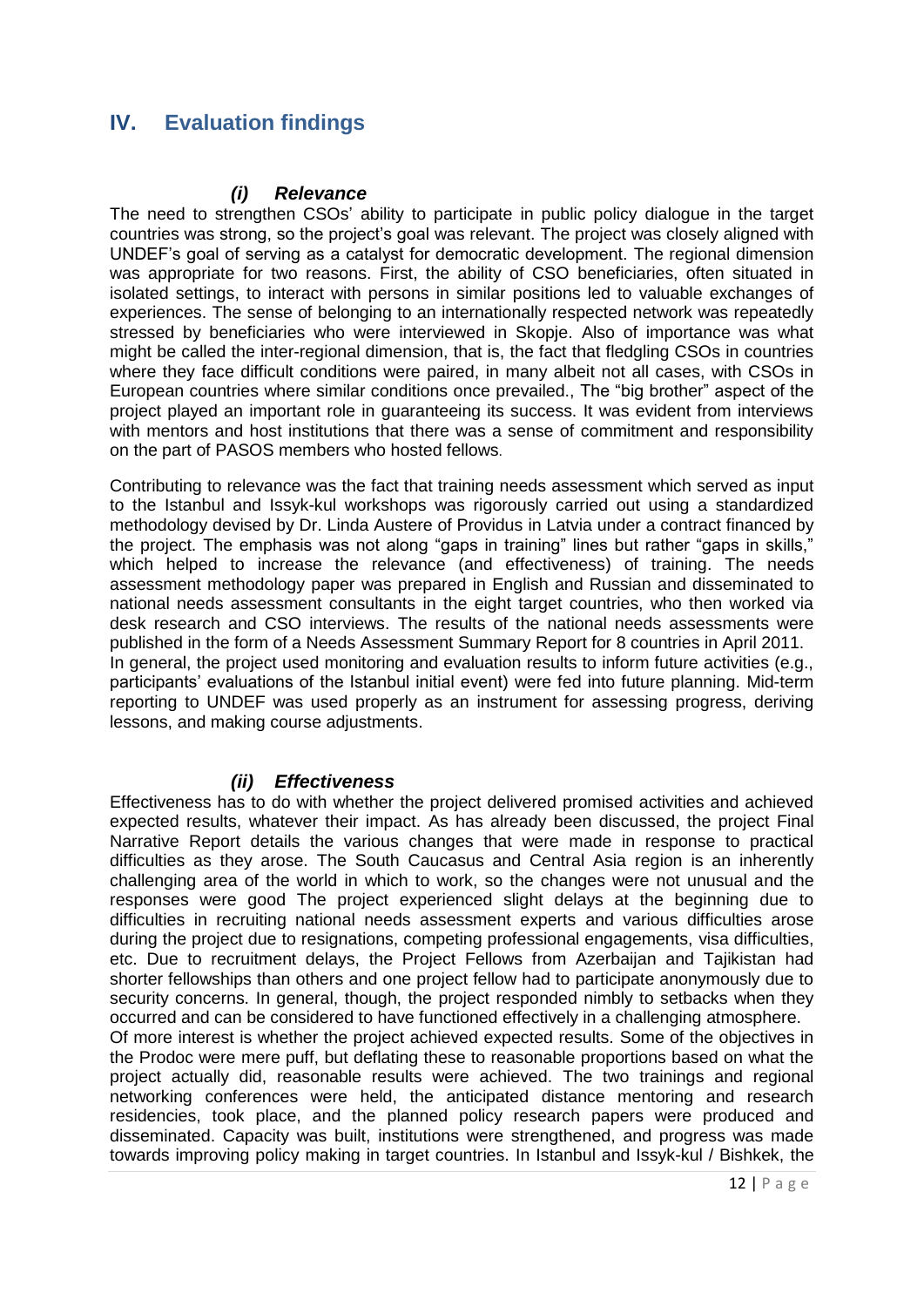## IV. Evaluation findings

### *(i) Relevance*

The need to strengthen CSOs' ability to participate in public policy dialogue in the target countries was strong, so the project's goal was relevant. The project was closely aligned with UNDEF's goal of serving as a catalyst for democratic development. The regional dimension was appropriate for two reasons. First, the ability of CSO beneficiaries, often situated in isolated settings, to interact with persons in similar positions led to valuable exchanges of experiences. The sense of belonging to an internationally respected network was repeatedly stressed by beneficiaries who were interviewed in Skopje. Also of importance was what might be called the inter-regional dimension, that is, the fact that fledgling CSOs in countries where they face difficult conditions were paired, in many albeit not all cases, with CSOs in European countries where similar conditions once prevailed., The "big brother" aspect of the project played an important role in guaranteeing its success. It was evident from interviews with mentors and host institutions that there was a sense of commitment and responsibility on the part of PASOS members who hosted fellows.

Contributing to relevance was the fact that training needs assessment which served as input to the Istanbul and Issyk-kul workshops was rigorously carried out using a standardized methodology devised by Dr. Linda Austere of Providus in Latvia under a contract financed by the project. The emphasis was not along "gaps in training" lines but rather "gaps in skills," which helped to increase the relevance (and effectiveness) of training. The needs assessment methodology paper was prepared in English and Russian and disseminated to national needs assessment consultants in the eight target countries, who then worked via desk research and CSO interviews. The results of the national needs assessments were published in the form of a Needs Assessment Summary Report for 8 countries in April 2011.
In general, the project used monitoring and evaluation results to inform future activities (e.g., participants' evaluations of the Istanbul initial event) were fed into future planning. Mid-term reporting to UNDEF was used properly as an instrument for assessing progress, deriving lessons, and making course adjustments.

### *(ii) Effectiveness*

Effectiveness has to do with whether the project delivered promised activities and achieved expected results, whatever their impact. As has already been discussed, the project Final Narrative Report details the various changes that were made in response to practical difficulties as they arose. The South Caucasus and Central Asia region is an inherently challenging area of the world in which to work, so the changes were not unusual and the responses were good The project experienced slight delays at the beginning due to difficulties in recruiting national needs assessment experts and various difficulties arose during the project due to resignations, competing professional engagements, visa difficulties, etc. Due to recruitment delays, the Project Fellows from Azerbaijan and Tajikistan had shorter fellowships than others and one project fellow had to participate anonymously due to security concerns. In general, though, the project responded nimbly to setbacks when they occurred and can be considered to have functioned effectively in a challenging atmosphere.
Of more interest is whether the project achieved expected results. Some of the objectives in the Prodoc were mere puff, but deflating these to reasonable proportions based on what the project actually did, reasonable results were achieved. The two trainings and regional networking conferences were held, the anticipated distance mentoring and research residencies, took place, and the planned policy research papers were produced and disseminated. Capacity was built, institutions were strengthened, and progress was made towards improving policy making in target countries. In Istanbul and Issyk-kul / Bishkek, the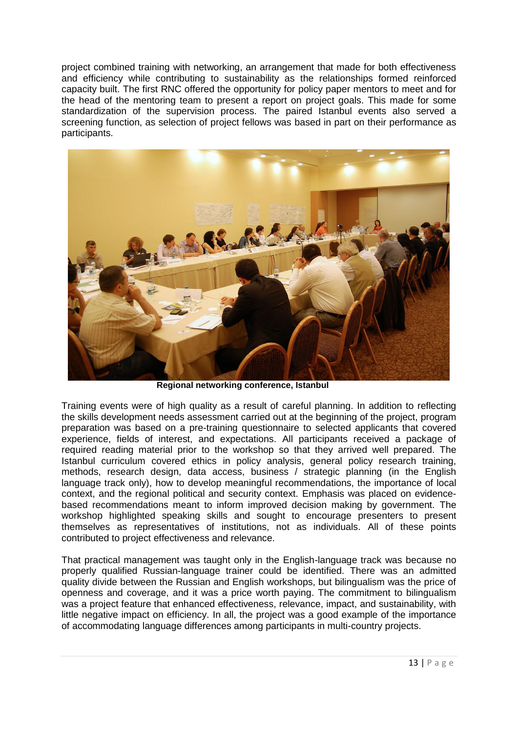project combined training with networking, an arrangement that made for both effectiveness and efficiency while contributing to sustainability as the relationships formed reinforced capacity built. The first RNC offered the opportunity for policy paper mentors to meet and for the head of the mentoring team to present a report on project goals. This made for some standardization of the supervision process. The paired Istanbul events also served a screening function, as selection of project fellows was based in part on their performance as participants.

**Regional networking conference, Istanbul**

Training events were of high quality as a result of careful planning. In addition to reflecting the skills development needs assessment carried out at the beginning of the project, program preparation was based on a pre-training questionnaire to selected applicants that covered experience, fields of interest, and expectations. All participants received a package of required reading material prior to the workshop so that they arrived well prepared. The Istanbul curriculum covered ethics in policy analysis, general policy research training, methods, research design, data access, business / strategic planning (in the English language track only), how to develop meaningful recommendations, the importance of local context, and the regional political and security context. Emphasis was placed on evidence-based recommendations meant to inform improved decision making by government. The workshop highlighted speaking skills and sought to encourage presenters to present themselves as representatives of institutions, not as individuals. All of these points contributed to project effectiveness and relevance.

That practical management was taught only in the English-language track was because no properly qualified Russian-language trainer could be identified. There was an admitted quality divide between the Russian and English workshops, but bilingualism was the price of openness and coverage, and it was a price worth paying. The commitment to bilingualism was a project feature that enhanced effectiveness, relevance, impact, and sustainability, with little negative impact on efficiency. In all, the project was a good example of the importance of accommodating language differences among participants in multi-country projects.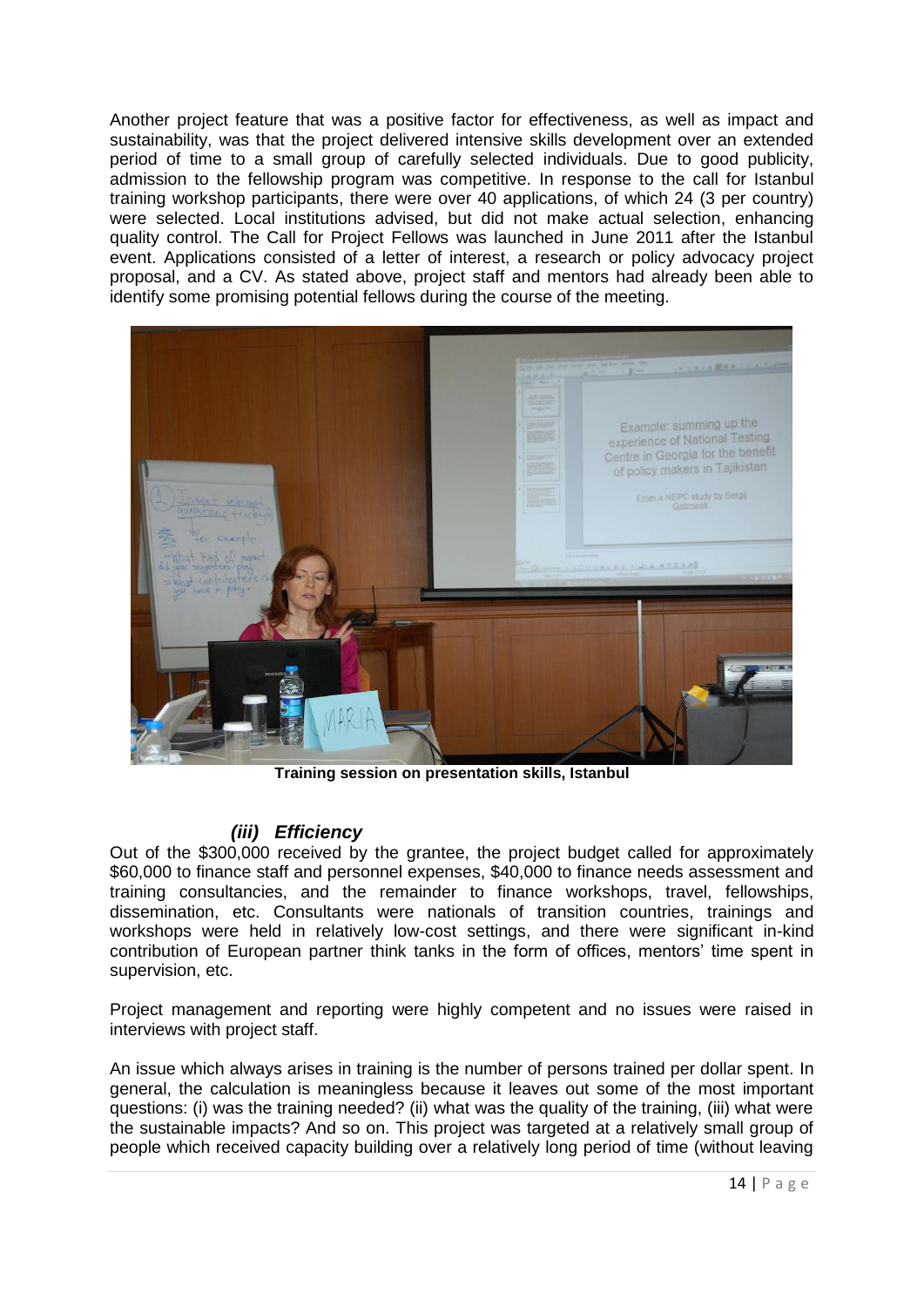Another project feature that was a positive factor for effectiveness, as well as impact and sustainability, was that the project delivered intensive skills development over an extended period of time to a small group of carefully selected individuals. Due to good publicity, admission to the fellowship program was competitive. In response to the call for Istanbul training workshop participants, there were over 40 applications, of which 24 (3 per country) were selected. Local institutions advised, but did not make actual selection, enhancing quality control. The Call for Project Fellows was launched in June 2011 after the Istanbul event. Applications consisted of a letter of interest, a research or policy advocacy project proposal, and a CV. As stated above, project staff and mentors had already been able to identify some promising potential fellows during the course of the meeting.

**Training session on presentation skills, Istanbul**

### *(iii) Efficiency*

Out of the $300,000 received by the grantee, the project budget called for approximately $60,000 to finance staff and personnel expenses, $40,000 to finance needs assessment and training consultancies, and the remainder to finance workshops, travel, fellowships, dissemination, etc. Consultants were nationals of transition countries, trainings and workshops were held in relatively low-cost settings, and there were significant in-kind contribution of European partner think tanks in the form of offices, mentors' time spent in supervision, etc.

Project management and reporting were highly competent and no issues were raised in interviews with project staff.

An issue which always arises in training is the number of persons trained per dollar spent. In general, the calculation is meaningless because it leaves out some of the most important questions: (i) was the training needed? (ii) what was the quality of the training, (iii) what were the sustainable impacts? And so on. This project was targeted at a relatively small group of people which received capacity building over a relatively long period of time (without leaving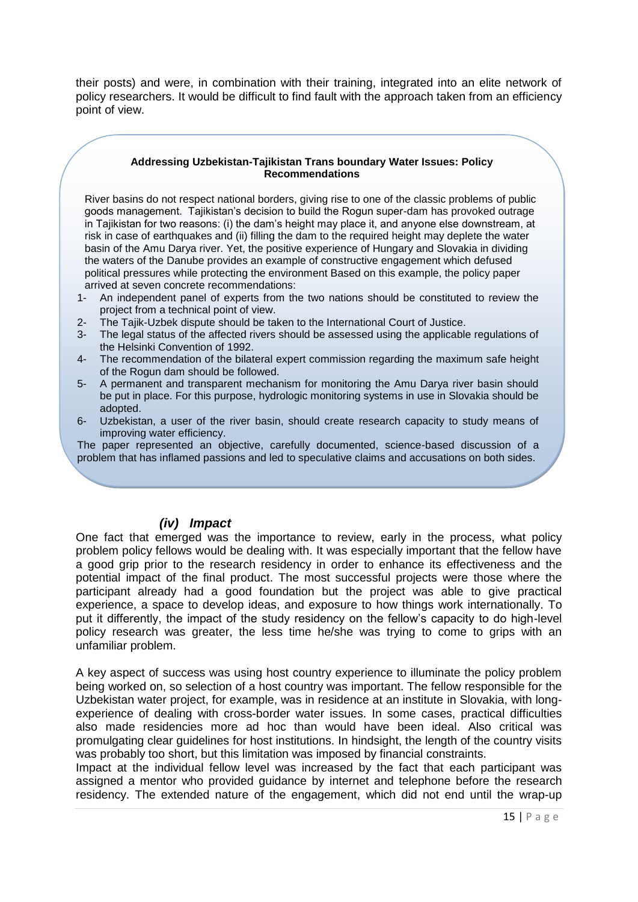their posts) and were, in combination with their training, integrated into an elite network of policy researchers. It would be difficult to find fault with the approach taken from an efficiency point of view.

**Addressing Uzbekistan-Tajikistan Trans boundary Water Issues: Policy Recommendations**

River basins do not respect national borders, giving rise to one of the classic problems of public goods management. Tajikistan's decision to build the Rogun super-dam has provoked outrage in Tajikistan for two reasons: (i) the dam's height may place it, and anyone else downstream, at risk in case of earthquakes and (ii) filling the dam to the required height may deplete the water basin of the Amu Darya river. Yet, the positive experience of Hungary and Slovakia in dividing the waters of the Danube provides an example of constructive engagement which defused political pressures while protecting the environment Based on this example, the policy paper arrived at seven concrete recommendations:

1- An independent panel of experts from the two nations should be constituted to review the project from a technical point of view.
2- The Tajik-Uzbek dispute should be taken to the International Court of Justice.
3- The legal status of the affected rivers should be assessed using the applicable regulations of the Helsinki Convention of 1992.
4- The recommendation of the bilateral expert commission regarding the maximum safe height of the Rogun dam should be followed.
5- A permanent and transparent mechanism for monitoring the Amu Darya river basin should be put in place. For this purpose, hydrologic monitoring systems in use in Slovakia should be adopted.
6- Uzbekistan, a user of the river basin, should create research capacity to study means of improving water efficiency.

The paper represented an objective, carefully documented, science-based discussion of a problem that has inflamed passions and led to speculative claims and accusations on both sides.

### *(iv) Impact*

One fact that emerged was the importance to review, early in the process, what policy problem policy fellows would be dealing with. It was especially important that the fellow have a good grip prior to the research residency in order to enhance its effectiveness and the potential impact of the final product. The most successful projects were those where the participant already had a good foundation but the project was able to give practical experience, a space to develop ideas, and exposure to how things work internationally. To put it differently, the impact of the study residency on the fellow's capacity to do high-level policy research was greater, the less time he/she was trying to come to grips with an unfamiliar problem.

A key aspect of success was using host country experience to illuminate the policy problem being worked on, so selection of a host country was important. The fellow responsible for the Uzbekistan water project, for example, was in residence at an institute in Slovakia, with long-experience of dealing with cross-border water issues. In some cases, practical difficulties also made residencies more ad hoc than would have been ideal. Also critical was promulgating clear guidelines for host institutions. In hindsight, the length of the country visits was probably too short, but this limitation was imposed by financial constraints.

Impact at the individual fellow level was increased by the fact that each participant was assigned a mentor who provided guidance by internet and telephone before the research residency. The extended nature of the engagement, which did not end until the wrap-up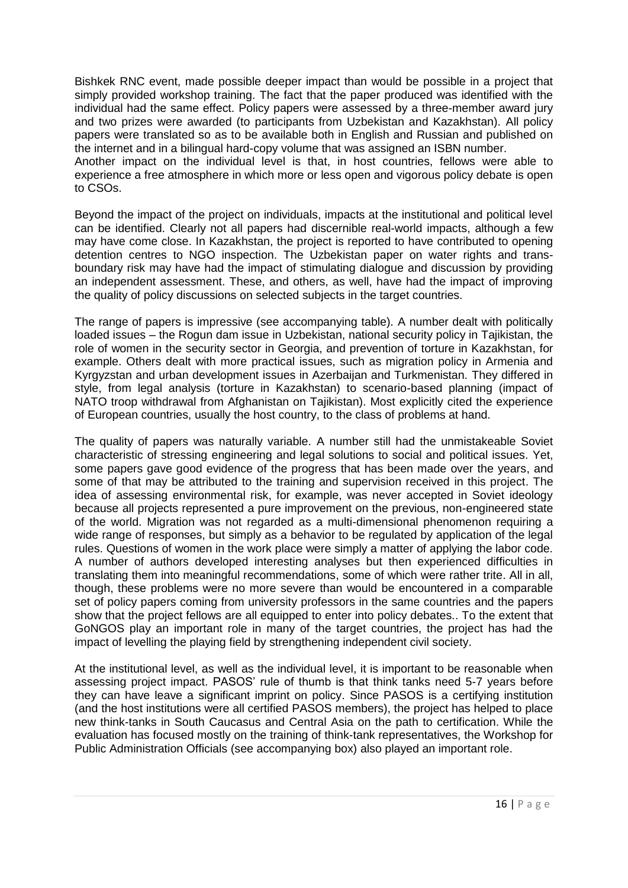Bishkek RNC event, made possible deeper impact than would be possible in a project that simply provided workshop training. The fact that the paper produced was identified with the individual had the same effect. Policy papers were assessed by a three-member award jury and two prizes were awarded (to participants from Uzbekistan and Kazakhstan). All policy papers were translated so as to be available both in English and Russian and published on the internet and in a bilingual hard-copy volume that was assigned an ISBN number.
Another impact on the individual level is that, in host countries, fellows were able to experience a free atmosphere in which more or less open and vigorous policy debate is open to CSOs.

Beyond the impact of the project on individuals, impacts at the institutional and political level can be identified. Clearly not all papers had discernible real-world impacts, although a few may have come close. In Kazakhstan, the project is reported to have contributed to opening detention centres to NGO inspection. The Uzbekistan paper on water rights and trans-boundary risk may have had the impact of stimulating dialogue and discussion by providing an independent assessment. These, and others, as well, have had the impact of improving the quality of policy discussions on selected subjects in the target countries.

The range of papers is impressive (see accompanying table). A number dealt with politically loaded issues – the Rogun dam issue in Uzbekistan, national security policy in Tajikistan, the role of women in the security sector in Georgia, and prevention of torture in Kazakhstan, for example. Others dealt with more practical issues, such as migration policy in Armenia and Kyrgyzstan and urban development issues in Azerbaijan and Turkmenistan. They differed in style, from legal analysis (torture in Kazakhstan) to scenario-based planning (impact of NATO troop withdrawal from Afghanistan on Tajikistan). Most explicitly cited the experience of European countries, usually the host country, to the class of problems at hand.

The quality of papers was naturally variable. A number still had the unmistakeable Soviet characteristic of stressing engineering and legal solutions to social and political issues. Yet, some papers gave good evidence of the progress that has been made over the years, and some of that may be attributed to the training and supervision received in this project. The idea of assessing environmental risk, for example, was never accepted in Soviet ideology because all projects represented a pure improvement on the previous, non-engineered state of the world. Migration was not regarded as a multi-dimensional phenomenon requiring a wide range of responses, but simply as a behavior to be regulated by application of the legal rules. Questions of women in the work place were simply a matter of applying the labor code. A number of authors developed interesting analyses but then experienced difficulties in translating them into meaningful recommendations, some of which were rather trite. All in all, though, these problems were no more severe than would be encountered in a comparable set of policy papers coming from university professors in the same countries and the papers show that the project fellows are all equipped to enter into policy debates.. To the extent that GoNGOS play an important role in many of the target countries, the project has had the impact of levelling the playing field by strengthening independent civil society.

At the institutional level, as well as the individual level, it is important to be reasonable when assessing project impact. PASOS' rule of thumb is that think tanks need 5-7 years before they can have leave a significant imprint on policy. Since PASOS is a certifying institution (and the host institutions were all certified PASOS members), the project has helped to place new think-tanks in South Caucasus and Central Asia on the path to certification. While the evaluation has focused mostly on the training of think-tank representatives, the Workshop for Public Administration Officials (see accompanying box) also played an important role.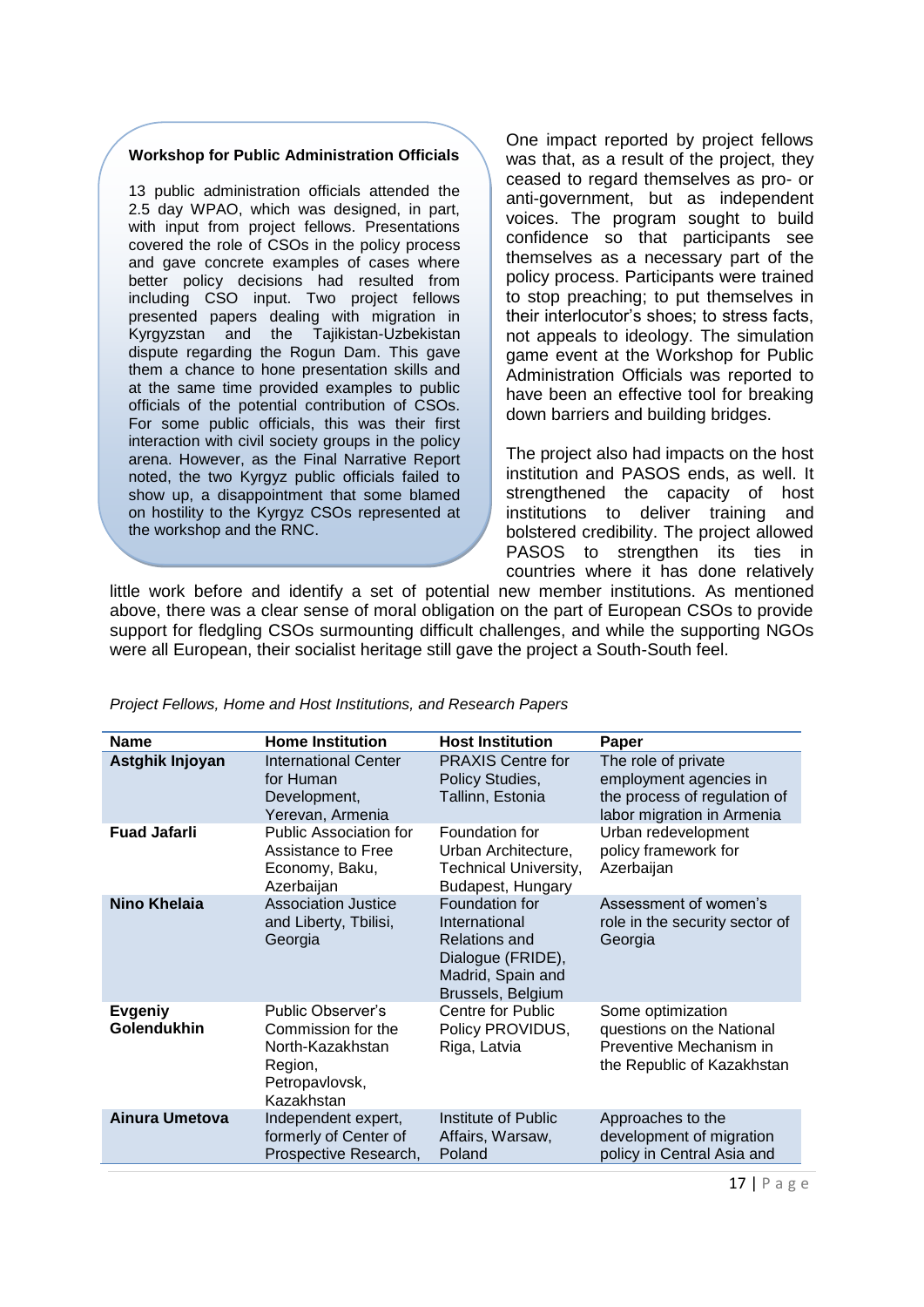**Workshop for Public Administration Officials**

13 public administration officials attended the 2.5 day WPAO, which was designed, in part, with input from project fellows. Presentations covered the role of CSOs in the policy process and gave concrete examples of cases where better policy decisions had resulted from including CSO input. Two project fellows presented papers dealing with migration in Kyrgyzstan and the Tajikistan-Uzbekistan dispute regarding the Rogun Dam. This gave them a chance to hone presentation skills and at the same time provided examples to public officials of the potential contribution of CSOs. For some public officials, this was their first interaction with civil society groups in the policy arena. However, as the Final Narrative Report noted, the two Kyrgyz public officials failed to show up, a disappointment that some blamed on hostility to the Kyrgyz CSOs represented at the workshop and the RNC.

One impact reported by project fellows was that, as a result of the project, they ceased to regard themselves as pro- or anti-government, but as independent voices. The program sought to build confidence so that participants see themselves as a necessary part of the policy process. Participants were trained to stop preaching; to put themselves in their interlocutor's shoes; to stress facts, not appeals to ideology. The simulation game event at the Workshop for Public Administration Officials was reported to have been an effective tool for breaking down barriers and building bridges.

The project also had impacts on the host institution and PASOS ends, as well. It strengthened the capacity of host institutions to deliver training and bolstered credibility. The project allowed PASOS to strengthen its ties in countries where it has done relatively little work before and identify a set of potential new member institutions. As mentioned above, there was a clear sense of moral obligation on the part of European CSOs to provide support for fledgling CSOs surmounting difficult challenges, and while the supporting NGOs were all European, their socialist heritage still gave the project a South-South feel.

*Project Fellows, Home and Host Institutions, and Research Papers*

| Name | Home Institution | Host Institution | Paper |
|---|---|---|---|
| **Astghik Injoyan** | International Center for Human Development, Yerevan, Armenia | PRAXIS Centre for Policy Studies, Tallinn, Estonia | The role of private employment agencies in the process of regulation of labor migration in Armenia |
| **Fuad Jafarli** | Public Association for Assistance to Free Economy, Baku, Azerbaijan | Foundation for Urban Architecture, Technical University, Budapest, Hungary | Urban redevelopment policy framework for Azerbaijan |
| **Nino Khelaia** | Association Justice and Liberty, Tbilisi, Georgia | Foundation for International Relations and Dialogue (FRIDE), Madrid, Spain and Brussels, Belgium | Assessment of women's role in the security sector of Georgia |
| **Evgeniy Golendukhin** | Public Observer's Commission for the North-Kazakhstan Region, Petropavlovsk, Kazakhstan | Centre for Public Policy PROVIDUS, Riga, Latvia | Some optimization questions on the National Preventive Mechanism in the Republic of Kazakhstan |
| **Ainura Umetova** | Independent expert, formerly of Center of Prospective Research, | Institute of Public Affairs, Warsaw, Poland | Approaches to the development of migration policy in Central Asia and |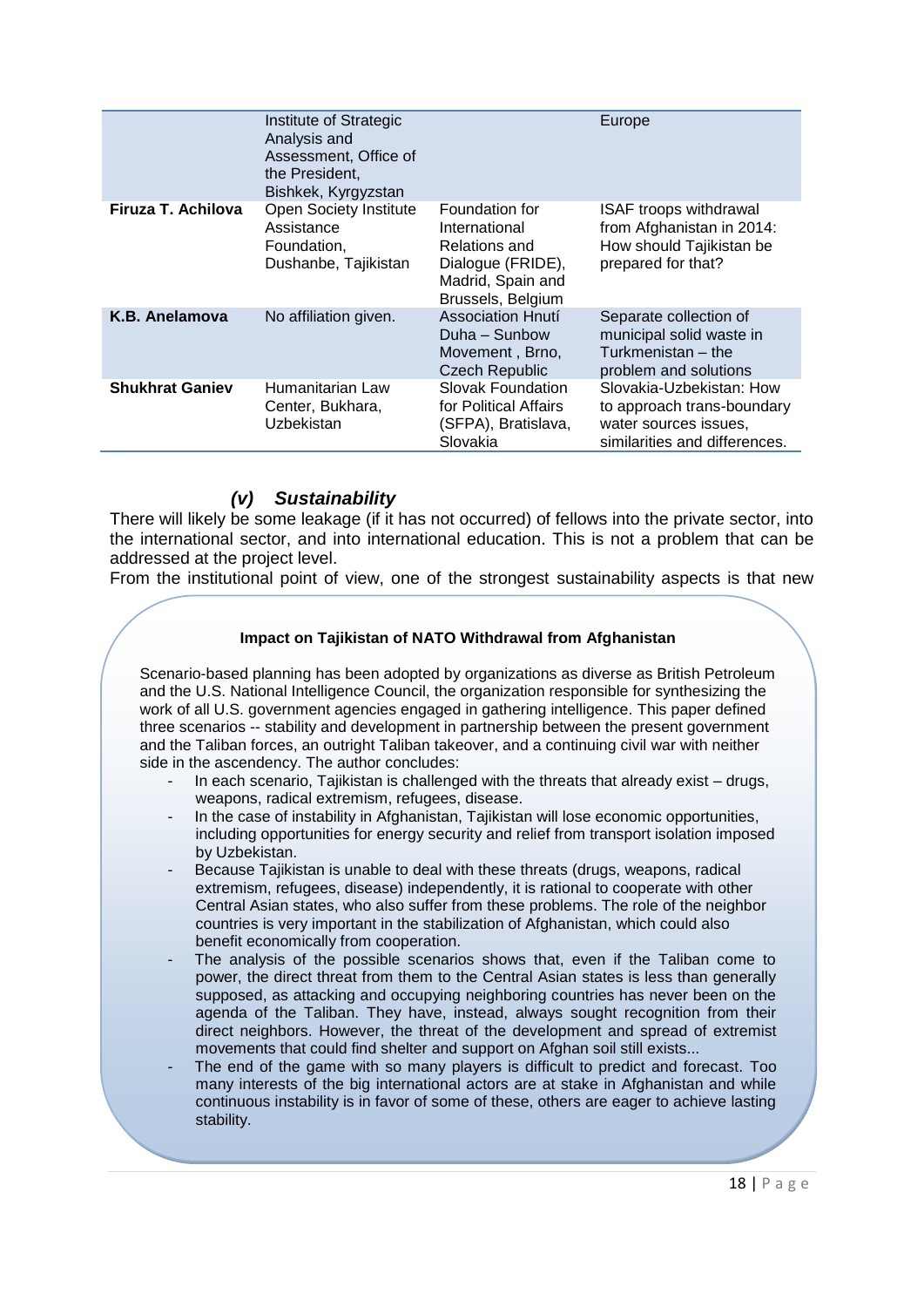| | Institute of Strategic Analysis and Assessment, Office of the President, Bishkek, Kyrgyzstan | | Europe |
|---|---|---|---|
| **Firuza T. Achilova** | Open Society Institute Assistance Foundation, Dushanbe, Tajikistan | Foundation for International Relations and Dialogue (FRIDE), Madrid, Spain and Brussels, Belgium | ISAF troops withdrawal from Afghanistan in 2014: How should Tajikistan be prepared for that? |
| **K.B. Anelamova** | No affiliation given. | Association Hnutí Duha – Sunbow Movement , Brno, Czech Republic | Separate collection of municipal solid waste in Turkmenistan – the problem and solutions |
| **Shukhrat Ganiev** | Humanitarian Law Center, Bukhara, Uzbekistan | Slovak Foundation for Political Affairs (SFPA), Bratislava, Slovakia | Slovakia-Uzbekistan: How to approach trans-boundary water sources issues, similarities and differences. |

### *(v) Sustainability*

There will likely be some leakage (if it has not occurred) of fellows into the private sector, into the international sector, and into international education. This is not a problem that can be addressed at the project level.

From the institutional point of view, one of the strongest sustainability aspects is that new

**Impact on Tajikistan of NATO Withdrawal from Afghanistan**

Scenario-based planning has been adopted by organizations as diverse as British Petroleum and the U.S. National Intelligence Council, the organization responsible for synthesizing the work of all U.S. government agencies engaged in gathering intelligence. This paper defined three scenarios -- stability and development in partnership between the present government and the Taliban forces, an outright Taliban takeover, and a continuing civil war with neither side in the ascendency. The author concludes:

- In each scenario, Tajikistan is challenged with the threats that already exist – drugs, weapons, radical extremism, refugees, disease.
- In the case of instability in Afghanistan, Tajikistan will lose economic opportunities, including opportunities for energy security and relief from transport isolation imposed by Uzbekistan.
- Because Tajikistan is unable to deal with these threats (drugs, weapons, radical extremism, refugees, disease) independently, it is rational to cooperate with other Central Asian states, who also suffer from these problems. The role of the neighbor countries is very important in the stabilization of Afghanistan, which could also benefit economically from cooperation.
- The analysis of the possible scenarios shows that, even if the Taliban come to power, the direct threat from them to the Central Asian states is less than generally supposed, as attacking and occupying neighboring countries has never been on the agenda of the Taliban. They have, instead, always sought recognition from their direct neighbors. However, the threat of the development and spread of extremist movements that could find shelter and support on Afghan soil still exists...
- The end of the game with so many players is difficult to predict and forecast. Too many interests of the big international actors are at stake in Afghanistan and while continuous instability is in favor of some of these, others are eager to achieve lasting stability.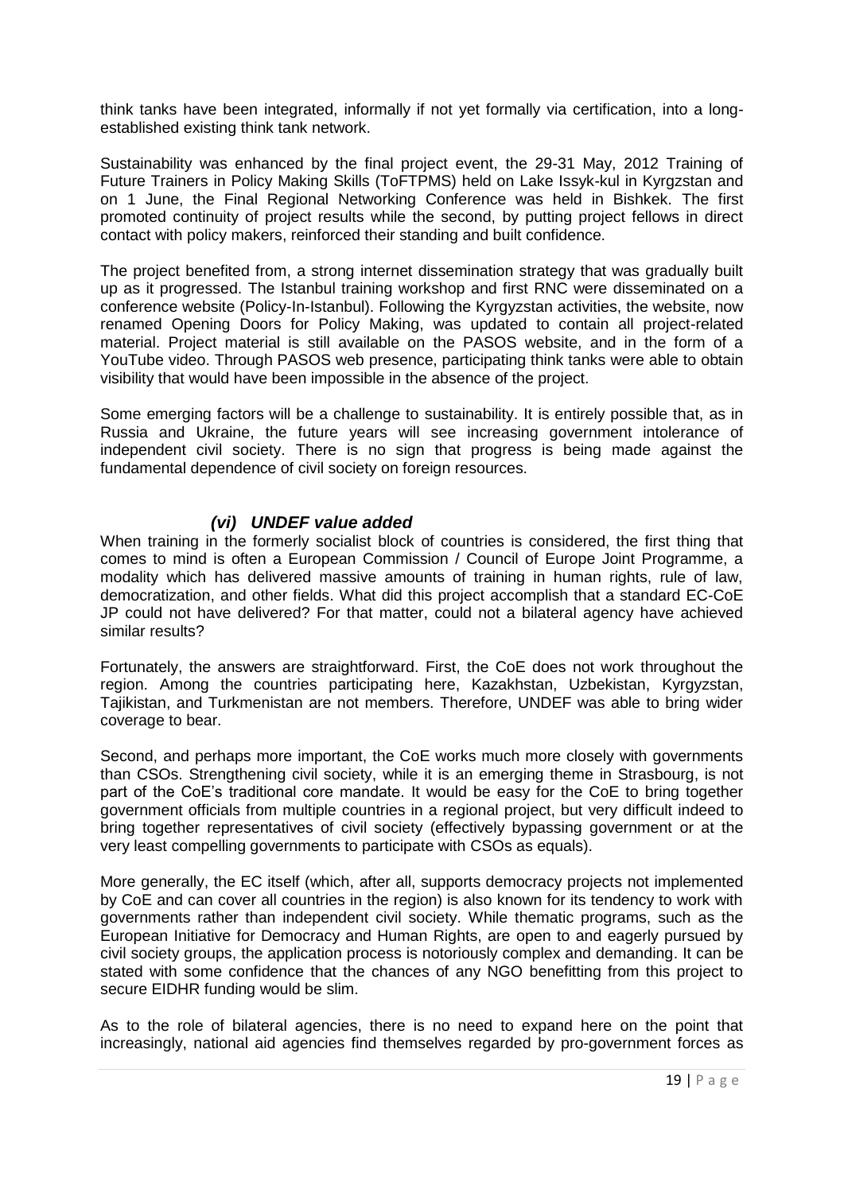think tanks have been integrated, informally if not yet formally via certification, into a long-established existing think tank network.

Sustainability was enhanced by the final project event, the 29-31 May, 2012 Training of Future Trainers in Policy Making Skills (ToFTPMS) held on Lake Issyk-kul in Kyrgyzstan and on 1 June, the Final Regional Networking Conference was held in Bishkek. The first promoted continuity of project results while the second, by putting project fellows in direct contact with policy makers, reinforced their standing and built confidence.

The project benefited from, a strong internet dissemination strategy that was gradually built up as it progressed. The Istanbul training workshop and first RNC were disseminated on a conference website (Policy-In-Istanbul). Following the Kyrgyzstan activities, the website, now renamed Opening Doors for Policy Making, was updated to contain all project-related material. Project material is still available on the PASOS website, and in the form of a YouTube video. Through PASOS web presence, participating think tanks were able to obtain visibility that would have been impossible in the absence of the project.

Some emerging factors will be a challenge to sustainability. It is entirely possible that, as in Russia and Ukraine, the future years will see increasing government intolerance of independent civil society. There is no sign that progress is being made against the fundamental dependence of civil society on foreign resources.

### *(vi) UNDEF value added*

When training in the formerly socialist block of countries is considered, the first thing that comes to mind is often a European Commission / Council of Europe Joint Programme, a modality which has delivered massive amounts of training in human rights, rule of law, democratization, and other fields. What did this project accomplish that a standard EC-CoE JP could not have delivered? For that matter, could not a bilateral agency have achieved similar results?

Fortunately, the answers are straightforward. First, the CoE does not work throughout the region. Among the countries participating here, Kazakhstan, Uzbekistan, Kyrgyzstan, Tajikistan, and Turkmenistan are not members. Therefore, UNDEF was able to bring wider coverage to bear.

Second, and perhaps more important, the CoE works much more closely with governments than CSOs. Strengthening civil society, while it is an emerging theme in Strasbourg, is not part of the CoE's traditional core mandate. It would be easy for the CoE to bring together government officials from multiple countries in a regional project, but very difficult indeed to bring together representatives of civil society (effectively bypassing government or at the very least compelling governments to participate with CSOs as equals).

More generally, the EC itself (which, after all, supports democracy projects not implemented by CoE and can cover all countries in the region) is also known for its tendency to work with governments rather than independent civil society. While thematic programs, such as the European Initiative for Democracy and Human Rights, are open to and eagerly pursued by civil society groups, the application process is notoriously complex and demanding. It can be stated with some confidence that the chances of any NGO benefitting from this project to secure EIDHR funding would be slim.

As to the role of bilateral agencies, there is no need to expand here on the point that increasingly, national aid agencies find themselves regarded by pro-government forces as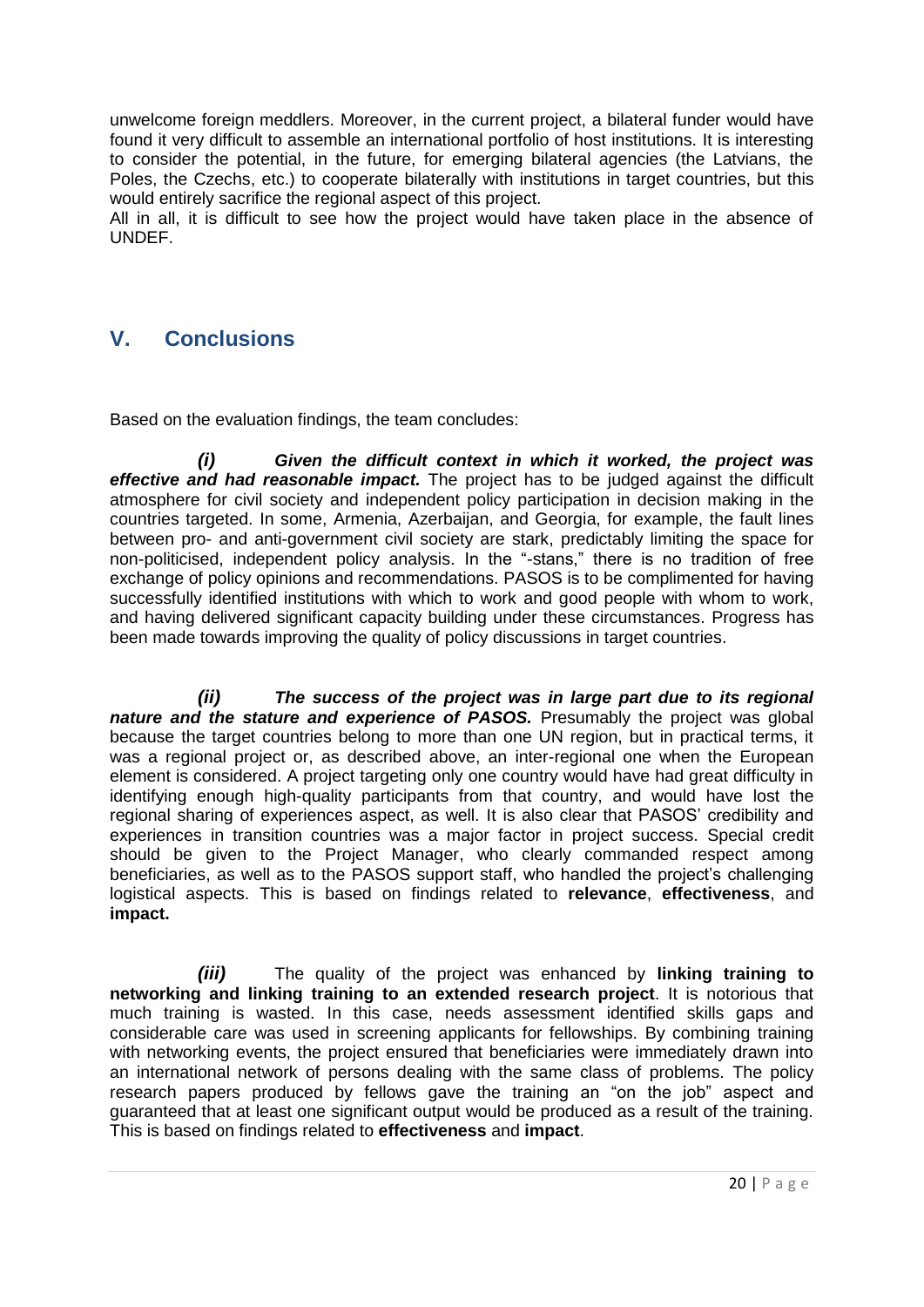unwelcome foreign meddlers. Moreover, in the current project, a bilateral funder would have found it very difficult to assemble an international portfolio of host institutions. It is interesting to consider the potential, in the future, for emerging bilateral agencies (the Latvians, the Poles, the Czechs, etc.) to cooperate bilaterally with institutions in target countries, but this would entirely sacrifice the regional aspect of this project.

All in all, it is difficult to see how the project would have taken place in the absence of UNDEF.

## V. Conclusions

Based on the evaluation findings, the team concludes:

***(i) Given the difficult context in which it worked, the project was effective and had reasonable impact.*** The project has to be judged against the difficult atmosphere for civil society and independent policy participation in decision making in the countries targeted. In some, Armenia, Azerbaijan, and Georgia, for example, the fault lines between pro- and anti-government civil society are stark, predictably limiting the space for non-politicised, independent policy analysis. In the "-stans," there is no tradition of free exchange of policy opinions and recommendations. PASOS is to be complimented for having successfully identified institutions with which to work and good people with whom to work, and having delivered significant capacity building under these circumstances. Progress has been made towards improving the quality of policy discussions in target countries.

***(ii) The success of the project was in large part due to its regional nature and the stature and experience of PASOS.*** Presumably the project was global because the target countries belong to more than one UN region, but in practical terms, it was a regional project or, as described above, an inter-regional one when the European element is considered. A project targeting only one country would have had great difficulty in identifying enough high-quality participants from that country, and would have lost the regional sharing of experiences aspect, as well. It is also clear that PASOS' credibility and experiences in transition countries was a major factor in project success. Special credit should be given to the Project Manager, who clearly commanded respect among beneficiaries, as well as to the PASOS support staff, who handled the project's challenging logistical aspects. This is based on findings related to **relevance**, **effectiveness**, and **impact.**

***(iii)*** The quality of the project was enhanced by **linking training to networking and linking training to an extended research project**. It is notorious that much training is wasted. In this case, needs assessment identified skills gaps and considerable care was used in screening applicants for fellowships. By combining training with networking events, the project ensured that beneficiaries were immediately drawn into an international network of persons dealing with the same class of problems. The policy research papers produced by fellows gave the training an "on the job" aspect and guaranteed that at least one significant output would be produced as a result of the training. This is based on findings related to **effectiveness** and **impact**.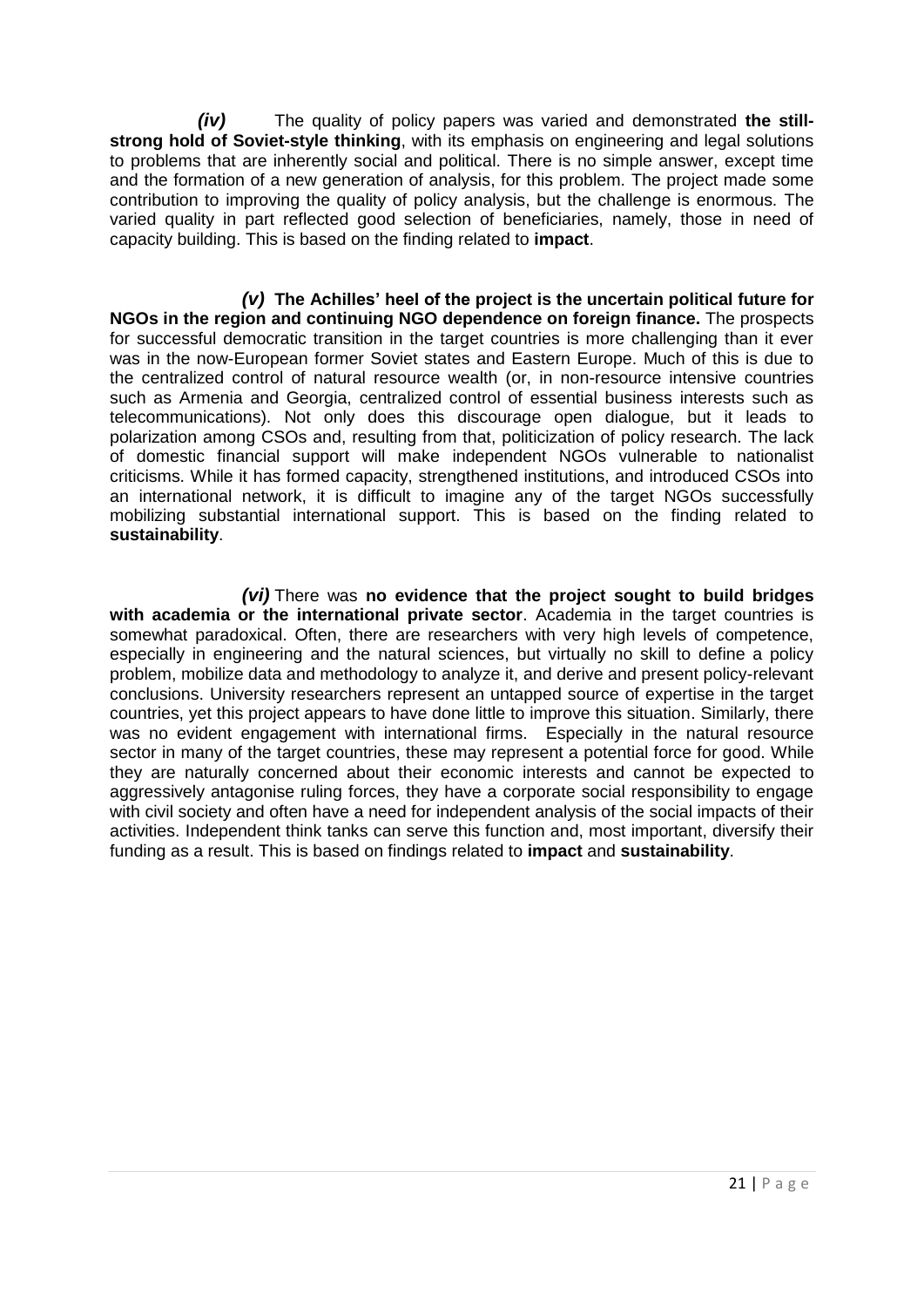***(iv)*** The quality of policy papers was varied and demonstrated **the still-strong hold of Soviet-style thinking**, with its emphasis on engineering and legal solutions to problems that are inherently social and political. There is no simple answer, except time and the formation of a new generation of analysis, for this problem. The project made some contribution to improving the quality of policy analysis, but the challenge is enormous. The varied quality in part reflected good selection of beneficiaries, namely, those in need of capacity building. This is based on the finding related to **impact**.

***(v)* The Achilles' heel of the project is the uncertain political future for NGOs in the region and continuing NGO dependence on foreign finance.** The prospects for successful democratic transition in the target countries is more challenging than it ever was in the now-European former Soviet states and Eastern Europe. Much of this is due to the centralized control of natural resource wealth (or, in non-resource intensive countries such as Armenia and Georgia, centralized control of essential business interests such as telecommunications). Not only does this discourage open dialogue, but it leads to polarization among CSOs and, resulting from that, politicization of policy research. The lack of domestic financial support will make independent NGOs vulnerable to nationalist criticisms. While it has formed capacity, strengthened institutions, and introduced CSOs into an international network, it is difficult to imagine any of the target NGOs successfully mobilizing substantial international support. This is based on the finding related to **sustainability**.

***(vi)*** There was **no evidence that the project sought to build bridges with academia or the international private sector**. Academia in the target countries is somewhat paradoxical. Often, there are researchers with very high levels of competence, especially in engineering and the natural sciences, but virtually no skill to define a policy problem, mobilize data and methodology to analyze it, and derive and present policy-relevant conclusions. University researchers represent an untapped source of expertise in the target countries, yet this project appears to have done little to improve this situation. Similarly, there was no evident engagement with international firms. Especially in the natural resource sector in many of the target countries, these may represent a potential force for good. While they are naturally concerned about their economic interests and cannot be expected to aggressively antagonise ruling forces, they have a corporate social responsibility to engage with civil society and often have a need for independent analysis of the social impacts of their activities. Independent think tanks can serve this function and, most important, diversify their funding as a result. This is based on findings related to **impact** and **sustainability**.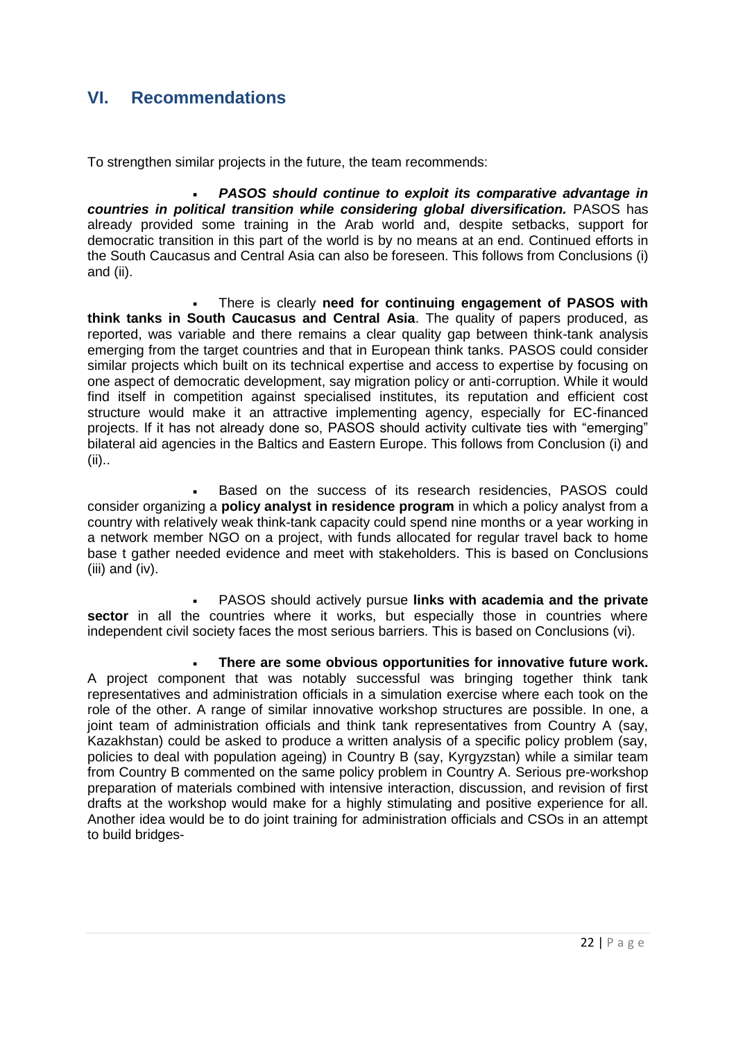## VI. Recommendations

To strengthen similar projects in the future, the team recommends:

- ***PASOS should continue to exploit its comparative advantage in countries in political transition while considering global diversification.*** PASOS has already provided some training in the Arab world and, despite setbacks, support for democratic transition in this part of the world is by no means at an end. Continued efforts in the South Caucasus and Central Asia can also be foreseen. This follows from Conclusions (i) and (ii).

- There is clearly **need for continuing engagement of PASOS with think tanks in South Caucasus and Central Asia**. The quality of papers produced, as reported, was variable and there remains a clear quality gap between think-tank analysis emerging from the target countries and that in European think tanks. PASOS could consider similar projects which built on its technical expertise and access to expertise by focusing on one aspect of democratic development, say migration policy or anti-corruption. While it would find itself in competition against specialised institutes, its reputation and efficient cost structure would make it an attractive implementing agency, especially for EC-financed projects. If it has not already done so, PASOS should activity cultivate ties with "emerging" bilateral aid agencies in the Baltics and Eastern Europe. This follows from Conclusion (i) and (ii)..

- Based on the success of its research residencies, PASOS could consider organizing a **policy analyst in residence program** in which a policy analyst from a country with relatively weak think-tank capacity could spend nine months or a year working in a network member NGO on a project, with funds allocated for regular travel back to home base t gather needed evidence and meet with stakeholders. This is based on Conclusions (iii) and (iv).

- PASOS should actively pursue **links with academia and the private sector** in all the countries where it works, but especially those in countries where independent civil society faces the most serious barriers. This is based on Conclusions (vi).

- **There are some obvious opportunities for innovative future work.** A project component that was notably successful was bringing together think tank representatives and administration officials in a simulation exercise where each took on the role of the other. A range of similar innovative workshop structures are possible. In one, a joint team of administration officials and think tank representatives from Country A (say, Kazakhstan) could be asked to produce a written analysis of a specific policy problem (say, policies to deal with population ageing) in Country B (say, Kyrgyzstan) while a similar team from Country B commented on the same policy problem in Country A. Serious pre-workshop preparation of materials combined with intensive interaction, discussion, and revision of first drafts at the workshop would make for a highly stimulating and positive experience for all. Another idea would be to do joint training for administration officials and CSOs in an attempt to build bridges-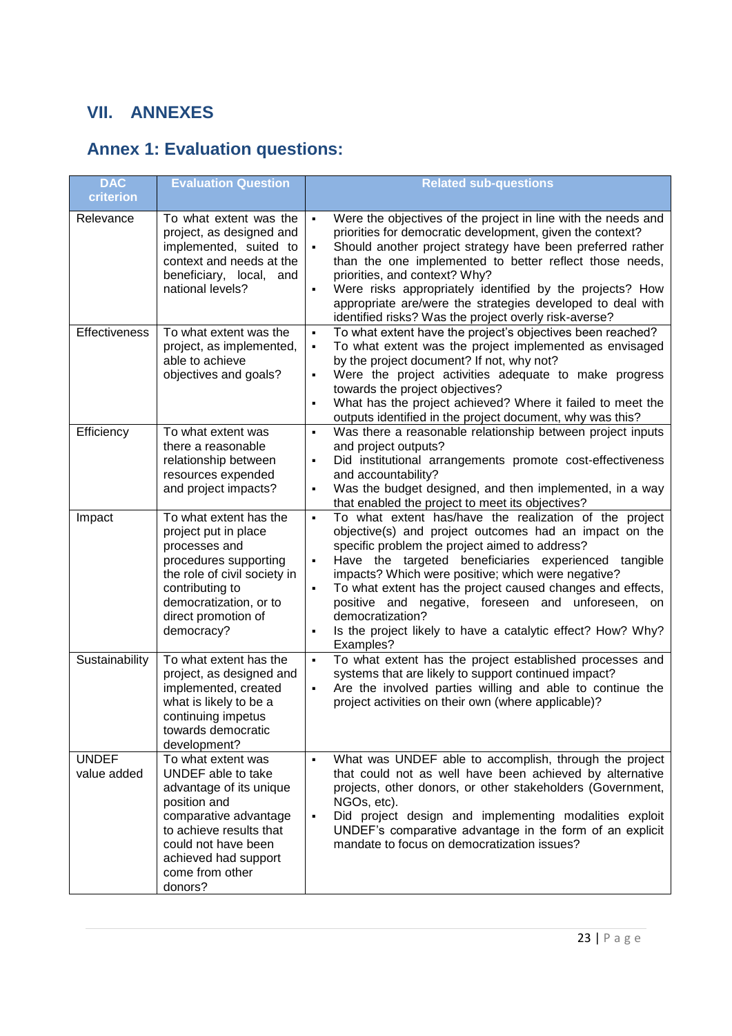# VII. ANNEXES

## Annex 1: Evaluation questions:

| DAC criterion | Evaluation Question | Related sub-questions |
|---|---|---|
| Relevance | To what extent was the project, as designed and implemented, suited to context and needs at the beneficiary, local, and national levels? | ▪ Were the objectives of the project in line with the needs and priorities for democratic development, given the context?<br>▪ Should another project strategy have been preferred rather than the one implemented to better reflect those needs, priorities, and context? Why?<br>▪ Were risks appropriately identified by the projects? How appropriate are/were the strategies developed to deal with identified risks? Was the project overly risk-averse? |
| Effectiveness | To what extent was the project, as implemented, able to achieve objectives and goals? | ▪ To what extent have the project's objectives been reached?<br>▪ To what extent was the project implemented as envisaged by the project document? If not, why not?<br>▪ Were the project activities adequate to make progress towards the project objectives?<br>▪ What has the project achieved? Where it failed to meet the outputs identified in the project document, why was this? |
| Efficiency | To what extent was there a reasonable relationship between resources expended and project impacts? | ▪ Was there a reasonable relationship between project inputs and project outputs?<br>▪ Did institutional arrangements promote cost-effectiveness and accountability?<br>▪ Was the budget designed, and then implemented, in a way that enabled the project to meet its objectives? |
| Impact | To what extent has the project put in place processes and procedures supporting the role of civil society in contributing to democratization, or to direct promotion of democracy? | ▪ To what extent has/have the realization of the project objective(s) and project outcomes had an impact on the specific problem the project aimed to address?<br>▪ Have the targeted beneficiaries experienced tangible impacts? Which were positive; which were negative?<br>▪ To what extent has the project caused changes and effects, positive and negative, foreseen and unforeseen, on democratization?<br>▪ Is the project likely to have a catalytic effect? How? Why? Examples? |
| Sustainability | To what extent has the project, as designed and implemented, created what is likely to be a continuing impetus towards democratic development? | ▪ To what extent has the project established processes and systems that are likely to support continued impact?<br>▪ Are the involved parties willing and able to continue the project activities on their own (where applicable)? |
| UNDEF value added | To what extent was UNDEF able to take advantage of its unique position and comparative advantage to achieve results that could not have been achieved had support come from other donors? | ▪ What was UNDEF able to accomplish, through the project that could not as well have been achieved by alternative projects, other donors, or other stakeholders (Government, NGOs, etc).<br>▪ Did project design and implementing modalities exploit UNDEF's comparative advantage in the form of an explicit mandate to focus on democratization issues? |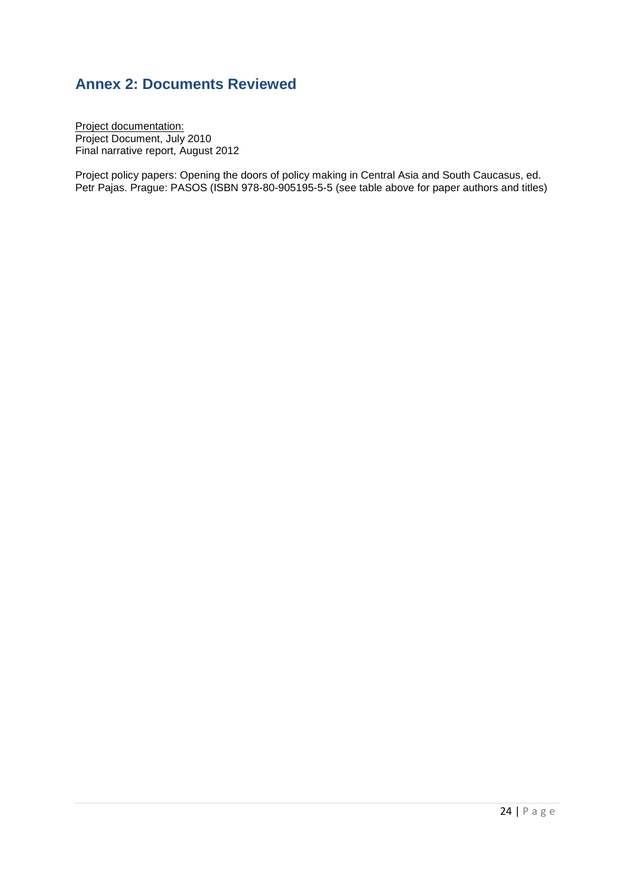## Annex 2: Documents Reviewed

Project documentation:
Project Document, July 2010
Final narrative report, August 2012

Project policy papers: Opening the doors of policy making in Central Asia and South Caucasus, ed. Petr Pajas. Prague: PASOS (ISBN 978-80-905195-5-5 (see table above for paper authors and titles)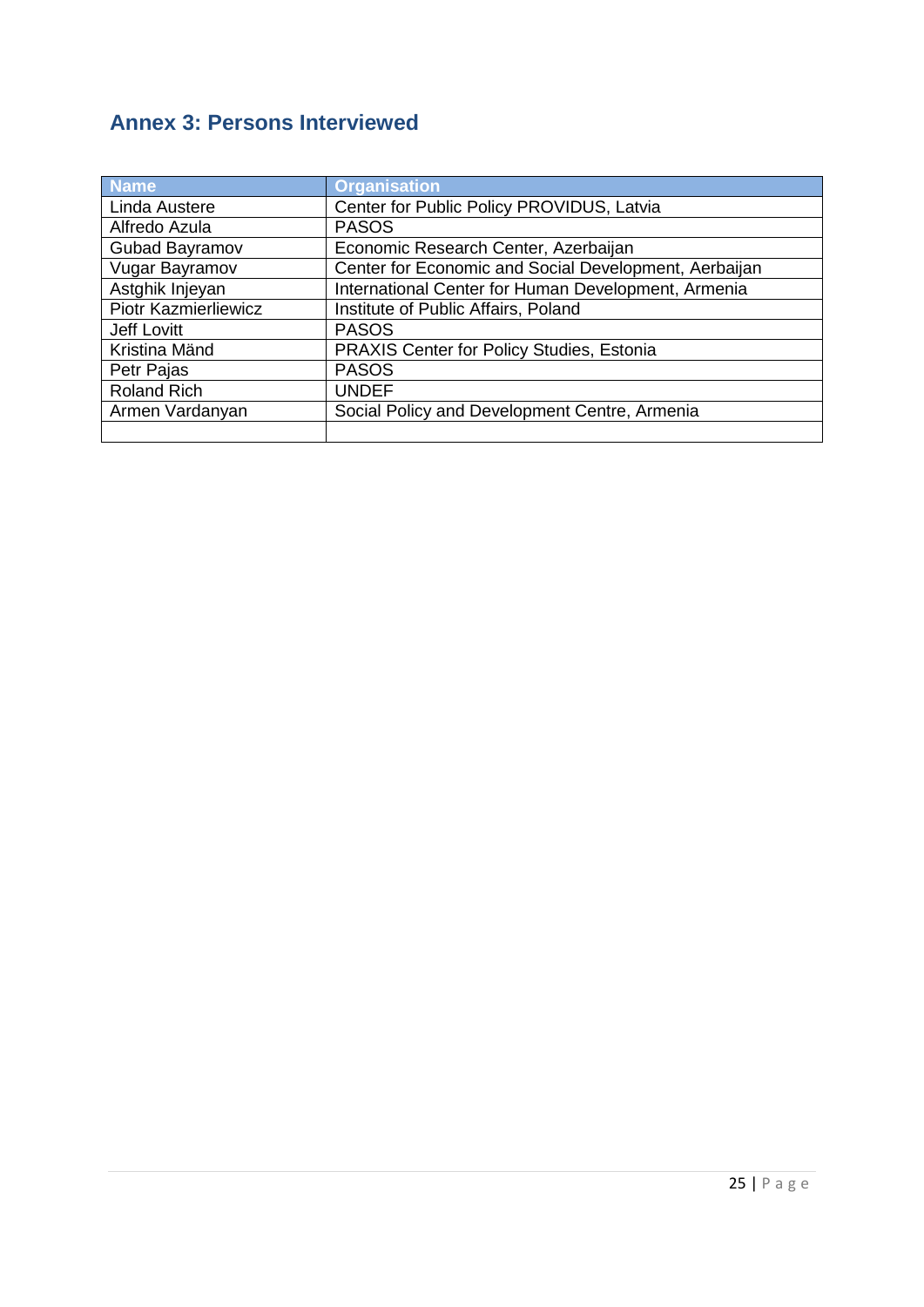## Annex 3: Persons Interviewed

| Name | Organisation |
|---|---|
| Linda Austere | Center for Public Policy PROVIDUS, Latvia |
| Alfredo Azula | PASOS |
| Gubad Bayramov | Economic Research Center, Azerbaijan |
| Vugar Bayramov | Center for Economic and Social Development, Aerbaijan |
| Astghik Injeyan | International Center for Human Development, Armenia |
| Piotr Kazmierliewicz | Institute of Public Affairs, Poland |
| Jeff Lovitt | PASOS |
| Kristina Mänd | PRAXIS Center for Policy Studies, Estonia |
| Petr Pajas | PASOS |
| Roland Rich | UNDEF |
| Armen Vardanyan | Social Policy and Development Centre, Armenia |
| | |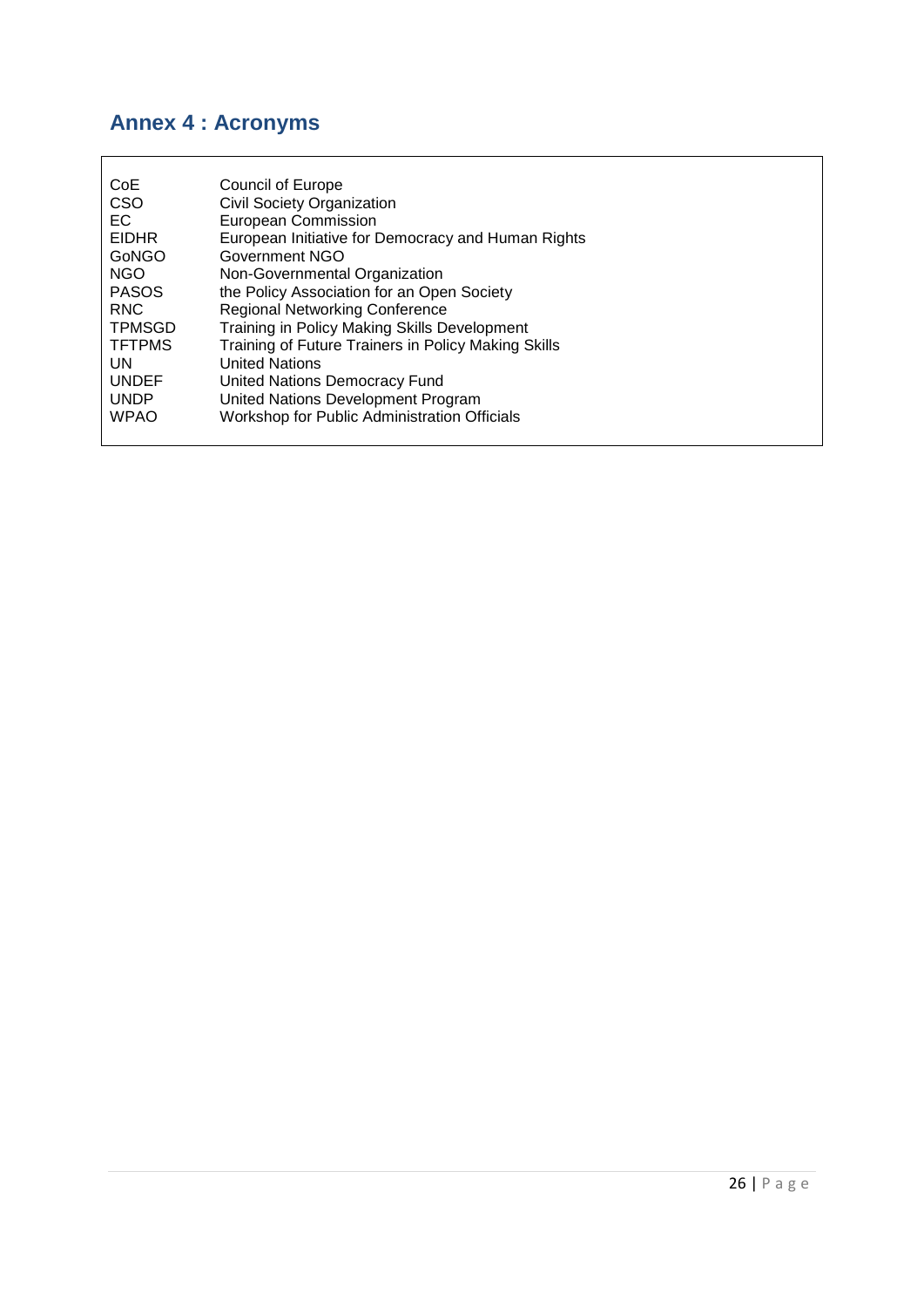## Annex 4 : Acronyms

| | |
|---|---|
| CoE | Council of Europe |
| CSO | Civil Society Organization |
| EC | European Commission |
| EIDHR | European Initiative for Democracy and Human Rights |
| GoNGO | Government NGO |
| NGO | Non-Governmental Organization |
| PASOS | the Policy Association for an Open Society |
| RNC | Regional Networking Conference |
| TPMSGD | Training in Policy Making Skills Development |
| TFTPMS | Training of Future Trainers in Policy Making Skills |
| UN | United Nations |
| UNDEF | United Nations Democracy Fund |
| UNDP | United Nations Development Program |
| WPAO | Workshop for Public Administration Officials |